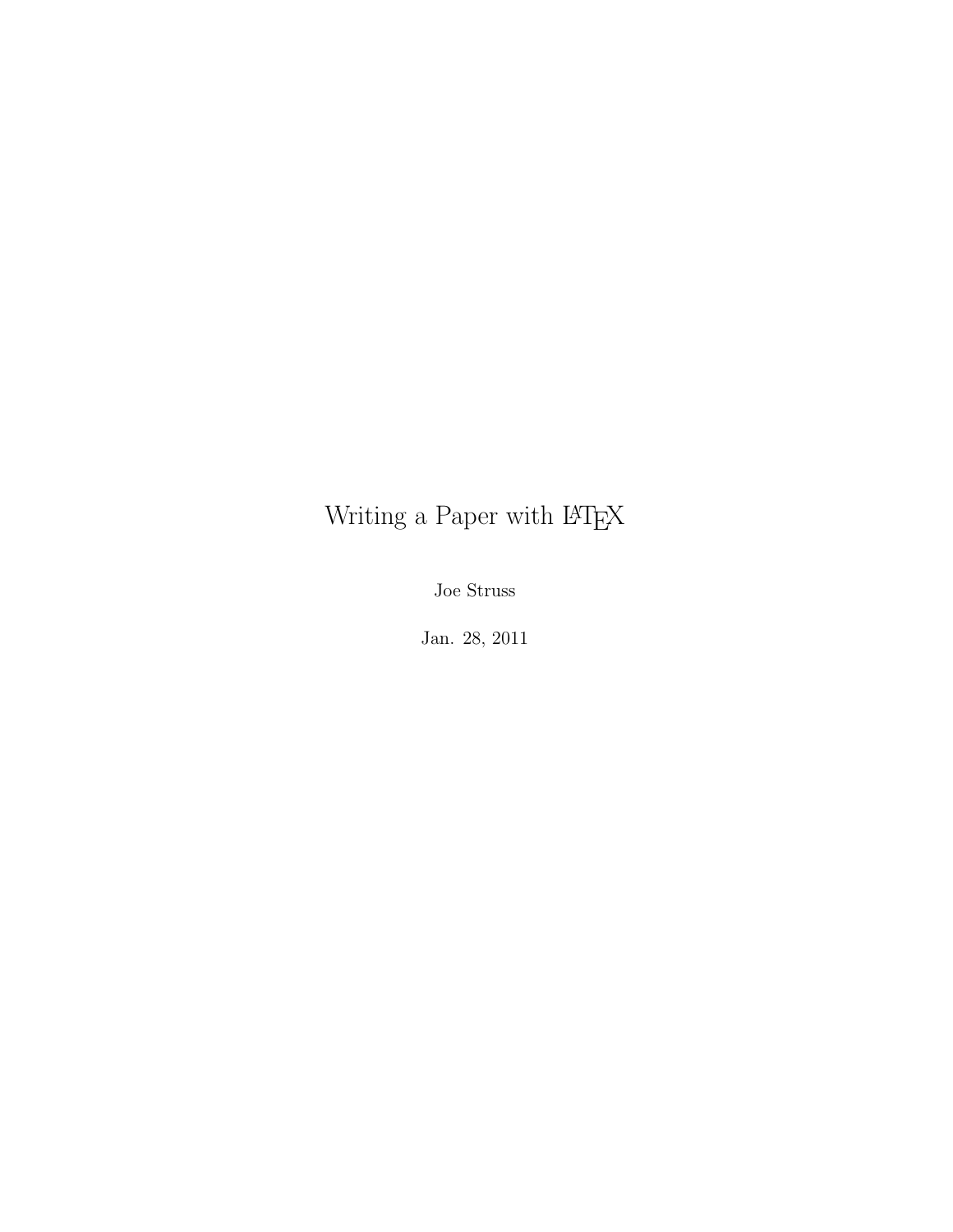# Writing a Paper with LaTeX

Joe Struss

Jan. 28, 2011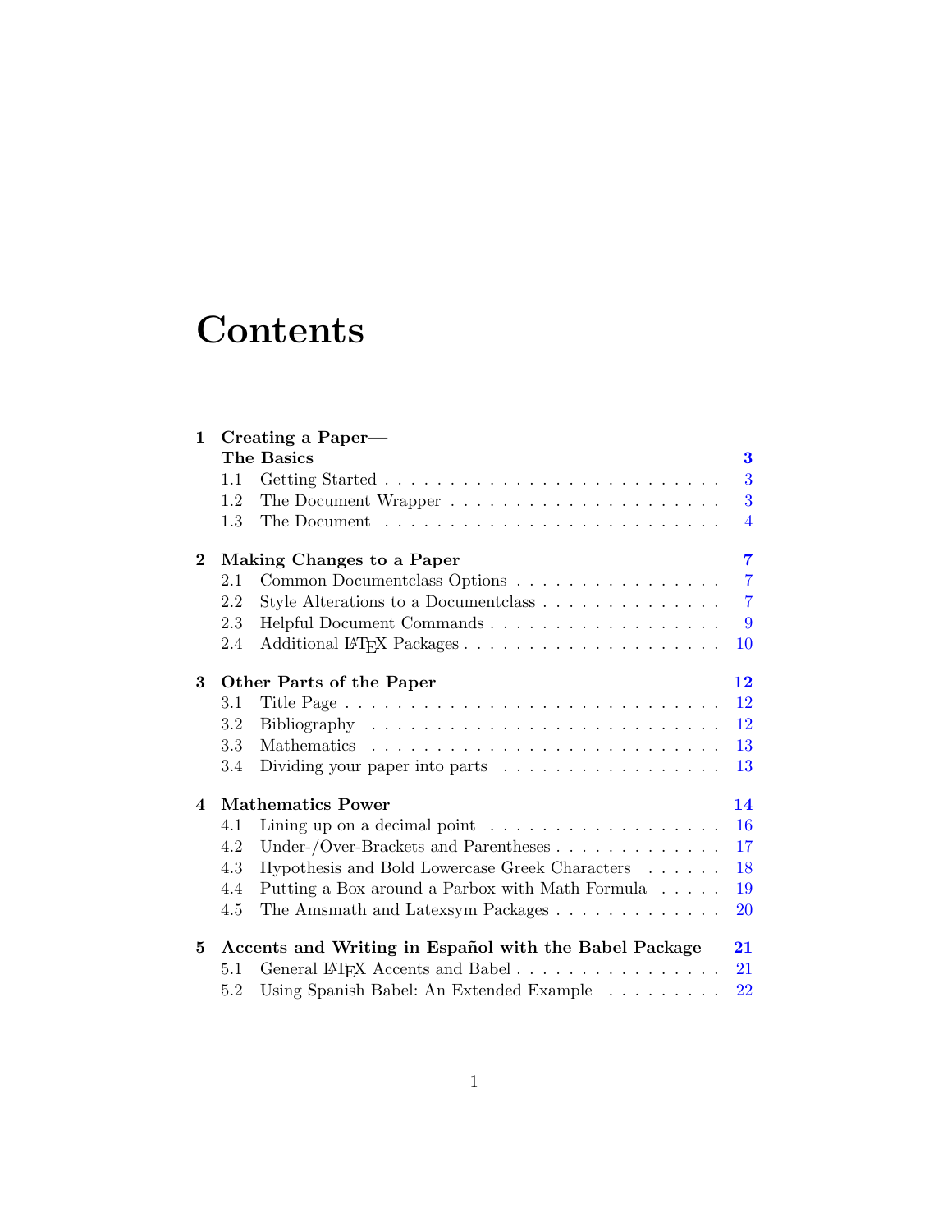# Contents

**1 Creating a Paper— The Basics** **3**

- 1.1 Getting Started . . . . . . . . . . . . . . . . . . . . . . . . . . 3
- 1.2 The Document Wrapper . . . . . . . . . . . . . . . . . . . . . 3
- 1.3 The Document . . . . . . . . . . . . . . . . . . . . . . . . . . 4

**2 Making Changes to a Paper** **7**

- 2.1 Common Documentclass Options . . . . . . . . . . . . . . . . 7
- 2.2 Style Alterations to a Documentclass . . . . . . . . . . . . . . 7
- 2.3 Helpful Document Commands . . . . . . . . . . . . . . . . . . 9
- 2.4 Additional LaTeX Packages . . . . . . . . . . . . . . . . . . . . 10

**3 Other Parts of the Paper** **12**

- 3.1 Title Page . . . . . . . . . . . . . . . . . . . . . . . . . . . . . 12
- 3.2 Bibliography . . . . . . . . . . . . . . . . . . . . . . . . . . . 12
- 3.3 Mathematics . . . . . . . . . . . . . . . . . . . . . . . . . . . 13
- 3.4 Dividing your paper into parts . . . . . . . . . . . . . . . . . . 13

**4 Mathematics Power** **14**

- 4.1 Lining up on a decimal point . . . . . . . . . . . . . . . . . . . 16
- 4.2 Under-/Over-Brackets and Parentheses . . . . . . . . . . . . . 17
- 4.3 Hypothesis and Bold Lowercase Greek Characters . . . . . . . 18
- 4.4 Putting a Box around a Parbox with Math Formula . . . . . . 19
- 4.5 The Amsmath and Latexsym Packages . . . . . . . . . . . . . 20

**5 Accents and Writing in Español with the Babel Package** **21**

- 5.1 General LaTeX Accents and Babel . . . . . . . . . . . . . . . . . 21
- 5.2 Using Spanish Babel: An Extended Example . . . . . . . . . . 22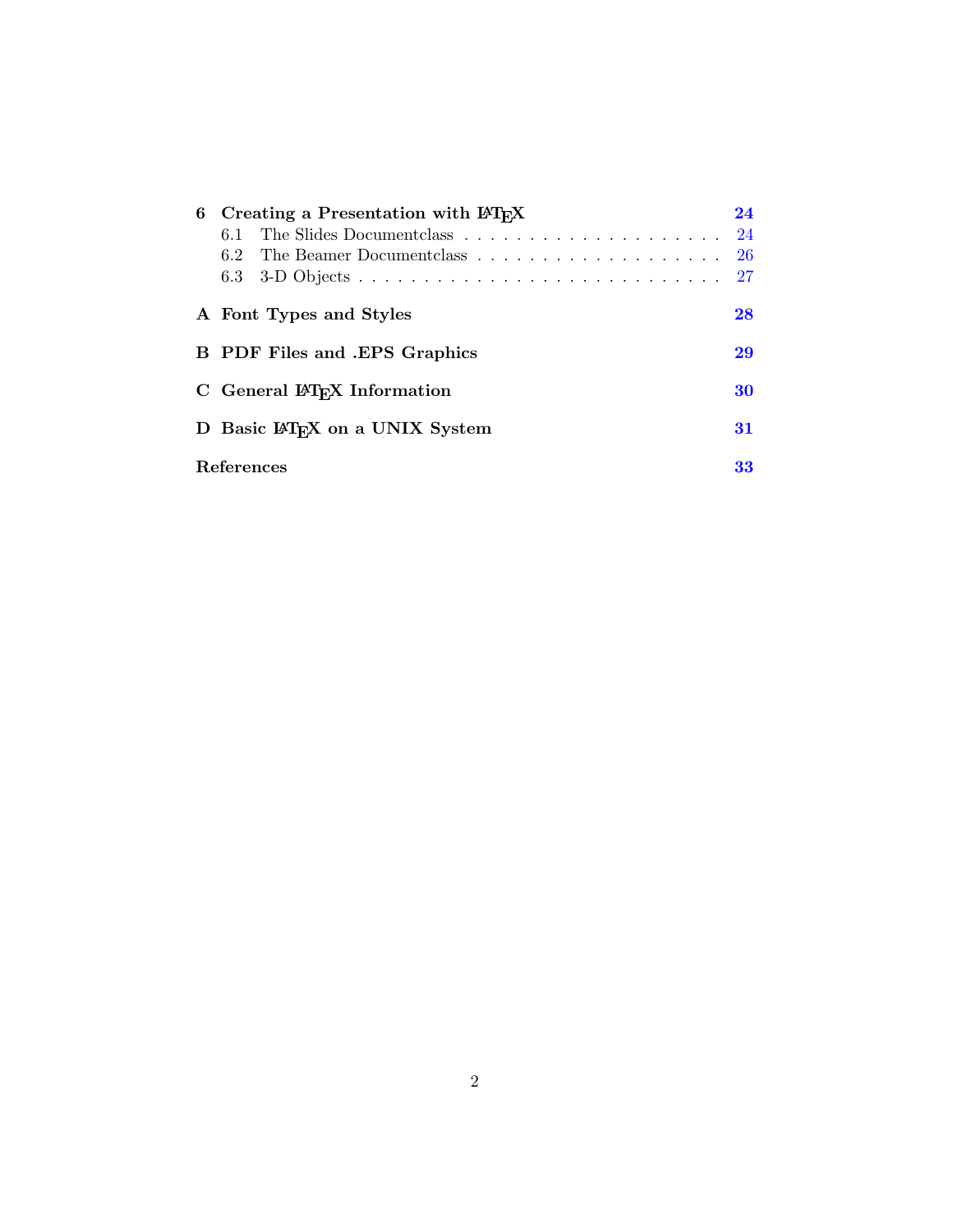**6 Creating a Presentation with LaTeX** **24**

6.1 The Slides Documentclass . . . . . . . . . . . . . . . . . . . . . 24

6.2 The Beamer Documentclass . . . . . . . . . . . . . . . . . . . . 26

6.3 3-D Objects . . . . . . . . . . . . . . . . . . . . . . . . . . . . . 27

**A Font Types and Styles** **28**

**B PDF Files and .EPS Graphics** **29**

**C General LaTeX Information** **30**

**D Basic LaTeX on a UNIX System** **31**

**References** **33**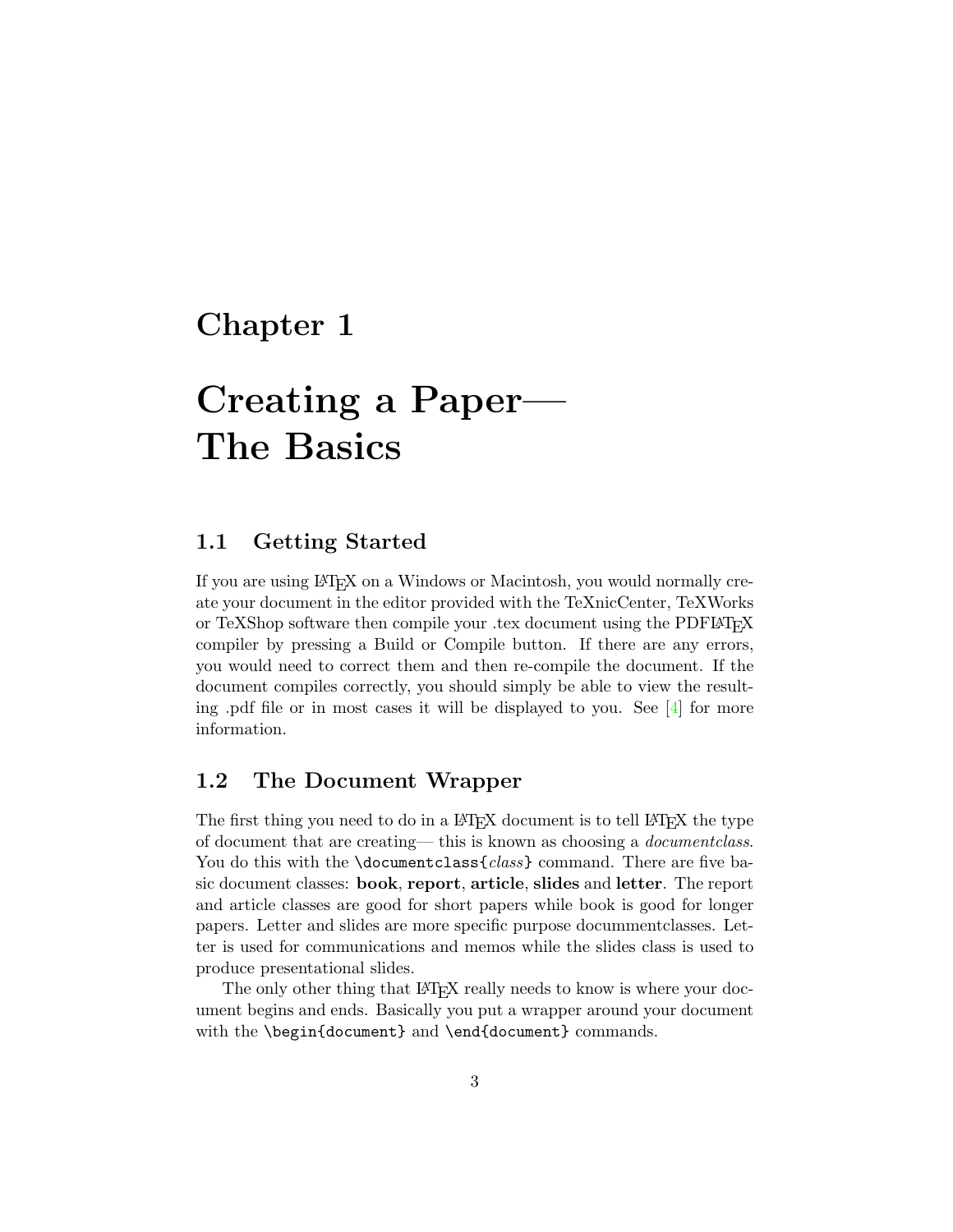# Chapter 1

# Creating a Paper— The Basics

## 1.1 Getting Started

If you are using LaTeX on a Windows or Macintosh, you would normally create your document in the editor provided with the TeXnicCenter, TeXWorks or TeXShop software then compile your .tex document using the PDFLaTeX compiler by pressing a Build or Compile button. If there are any errors, you would need to correct them and then re-compile the document. If the document compiles correctly, you should simply be able to view the resulting .pdf file or in most cases it will be displayed to you. See [4] for more information.

## 1.2 The Document Wrapper

The first thing you need to do in a LaTeX document is to tell LaTeX the type of document that are creating— this is known as choosing a *documentclass*. You do this with the `\documentclass{`*class*`}` command. There are five basic document classes: **book**, **report**, **article**, **slides** and **letter**. The report and article classes are good for short papers while book is good for longer papers. Letter and slides are more specific purpose docummentclasses. Letter is used for communications and memos while the slides class is used to produce presentational slides.

The only other thing that LaTeX really needs to know is where your document begins and ends. Basically you put a wrapper around your document with the `\begin{document}` and `\end{document}` commands.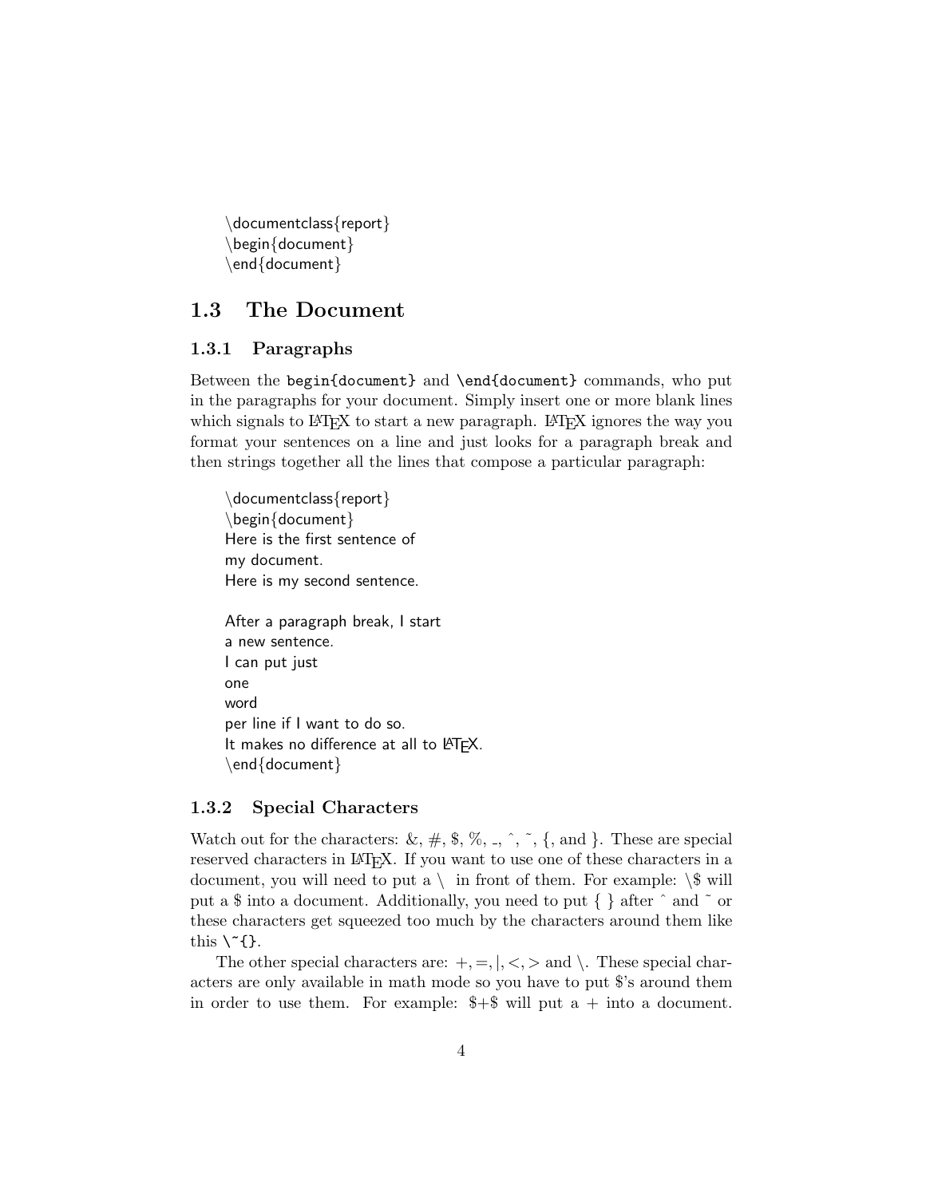```
\documentclass{report}
\begin{document}
\end{document}
```

## 1.3 The Document

### 1.3.1 Paragraphs

Between the `begin{document}` and `\end{document}` commands, who put in the paragraphs for your document. Simply insert one or more blank lines which signals to LaTeX to start a new paragraph. LaTeX ignores the way you format your sentences on a line and just looks for a paragraph break and then strings together all the lines that compose a particular paragraph:

```
\documentclass{report}
\begin{document}
Here is the first sentence of
my document.
Here is my second sentence.

After a paragraph break, I start
a new sentence.
I can put just
one
word
per line if I want to do so.
It makes no difference at all to LaTeX.
\end{document}
```

### 1.3.2 Special Characters

Watch out for the characters: &, #, $, %, _, ^, ~, {, and }. These are special reserved characters in LaTeX. If you want to use one of these characters in a document, you will need to put a \ in front of them. For example: \$ will put a $ into a document. Additionally, you need to put { } after ^ and ~ or these characters get squeezed too much by the characters around them like this `\~{}`.

The other special characters are: $+, =, |, <, >$ and $\backslash$. These special characters are only available in math mode so you have to put $'s around them in order to use them. For example: $+$ will put a + into a document.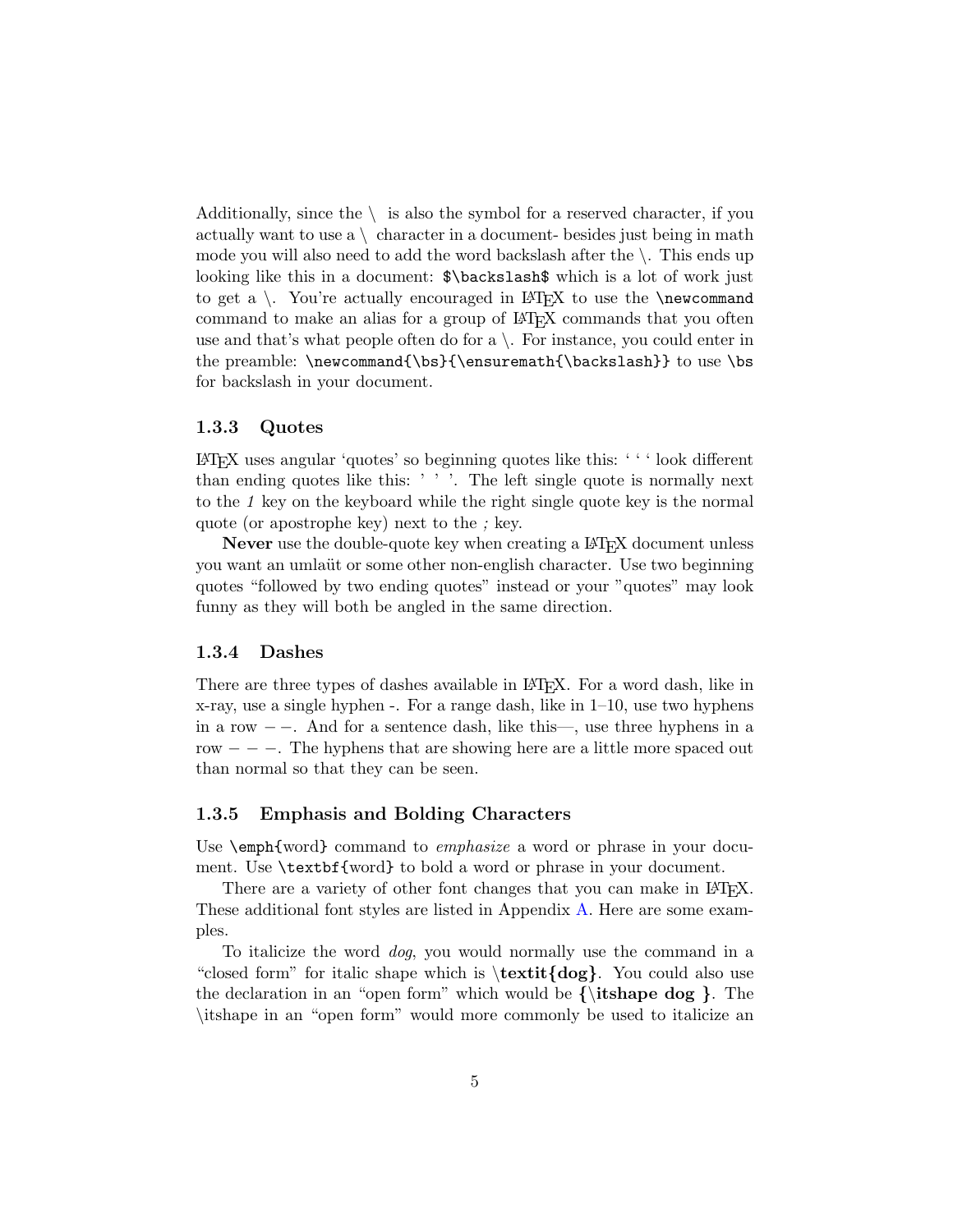Additionally, since the \ is also the symbol for a reserved character, if you actually want to use a \ character in a document- besides just being in math mode you will also need to add the word backslash after the \. This ends up looking like this in a document: `$\backslash$` which is a lot of work just to get a \. You're actually encouraged in LaTeX to use the `\newcommand` command to make an alias for a group of LaTeX commands that you often use and that's what people often do for a \. For instance, you could enter in the preamble: `\newcommand{\bs}{\ensuremath{\backslash}}` to use `\bs` for backslash in your document.

### 1.3.3 Quotes

LaTeX uses angular 'quotes' so beginning quotes like this: ' ' ' look different than ending quotes like this: ' ' '. The left single quote is normally next to the *1* key on the keyboard while the right single quote key is the normal quote (or apostrophe key) next to the *;* key.

**Never** use the double-quote key when creating a LaTeX document unless you want an umlaüt or some other non-english character. Use two beginning quotes "followed by two ending quotes" instead or your "quotes" may look funny as they will both be angled in the same direction.

### 1.3.4 Dashes

There are three types of dashes available in LaTeX. For a word dash, like in x-ray, use a single hyphen -. For a range dash, like in 1–10, use two hyphens in a row − −. And for a sentence dash, like this—, use three hyphens in a row − − −. The hyphens that are showing here are a little more spaced out than normal so that they can be seen.

### 1.3.5 Emphasis and Bolding Characters

Use `\emph{word}` command to *emphasize* a word or phrase in your document. Use `\textbf{word}` to bold a word or phrase in your document.

There are a variety of other font changes that you can make in LaTeX. These additional font styles are listed in Appendix A. Here are some examples.

To italicize the word *dog*, you would normally use the command in a "closed form" for italic shape which is **\textit{dog}**. You could also use the declaration in an "open form" which would be **{\itshape dog }**. The \itshape in an "open form" would more commonly be used to italicize an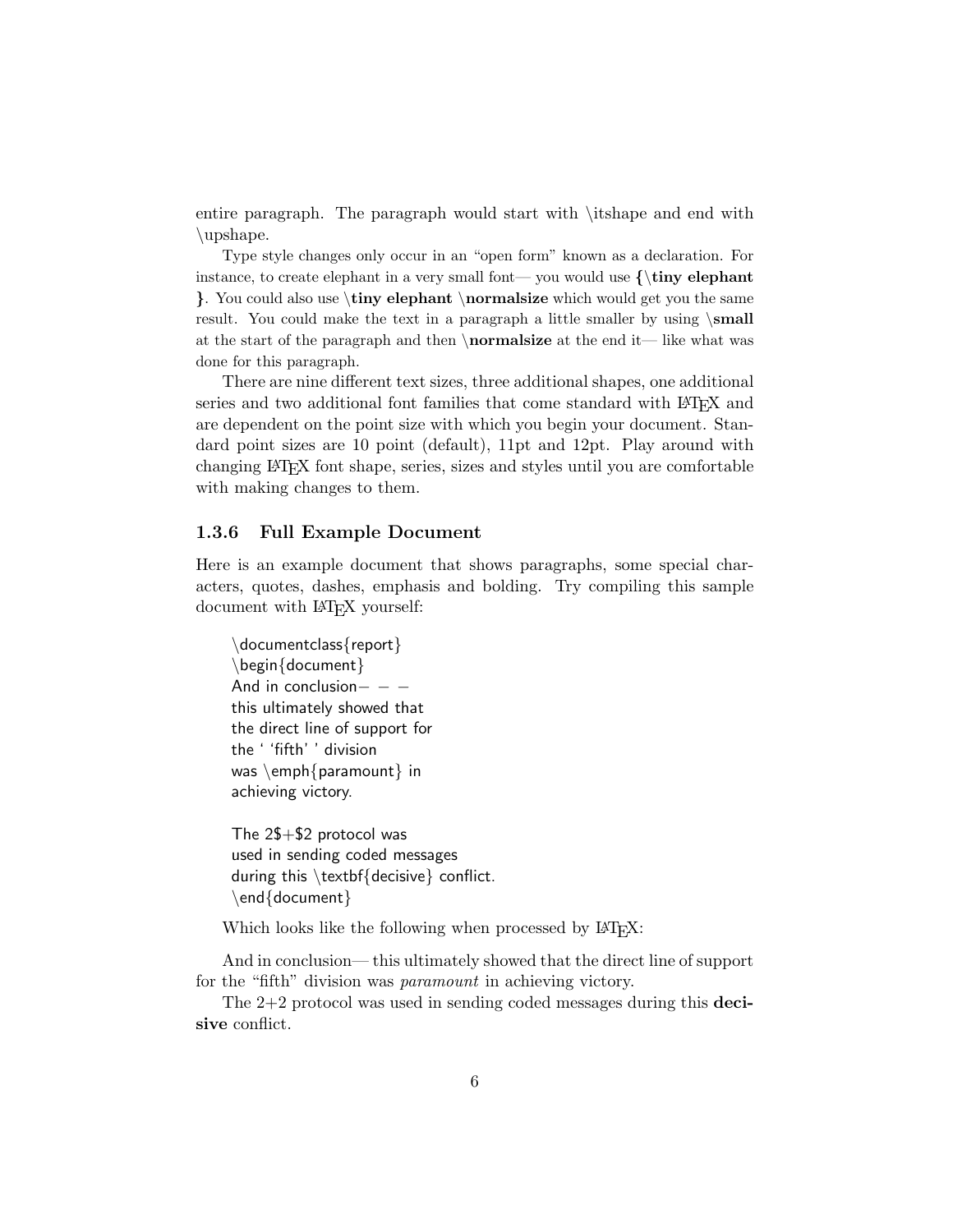entire paragraph. The paragraph would start with \itshape and end with \upshape.

Type style changes only occur in an "open form" known as a declaration. For instance, to create elephant in a very small font— you would use **{\tiny elephant }**. You could also use **\tiny elephant \normalsize** which would get you the same result. You could make the text in a paragraph a little smaller by using **\small** at the start of the paragraph and then **\normalsize** at the end it— like what was done for this paragraph.

There are nine different text sizes, three additional shapes, one additional series and two additional font families that come standard with LaTeX and are dependent on the point size with which you begin your document. Standard point sizes are 10 point (default), 11pt and 12pt. Play around with changing LaTeX font shape, series, sizes and styles until you are comfortable with making changes to them.

### 1.3.6 Full Example Document

Here is an example document that shows paragraphs, some special characters, quotes, dashes, emphasis and bolding. Try compiling this sample document with LaTeX yourself:

```
\documentclass{report}
\begin{document}
And in conclusion---
this ultimately showed that
the direct line of support for
the ``fifth'' division
was \emph{paramount} in
achieving victory.

The 2$+$2 protocol was
used in sending coded messages
during this \textbf{decisive} conflict.
\end{document}
```

Which looks like the following when processed by LaTeX:

And in conclusion— this ultimately showed that the direct line of support for the "fifth" division was *paramount* in achieving victory.

The 2+2 protocol was used in sending coded messages during this **decisive** conflict.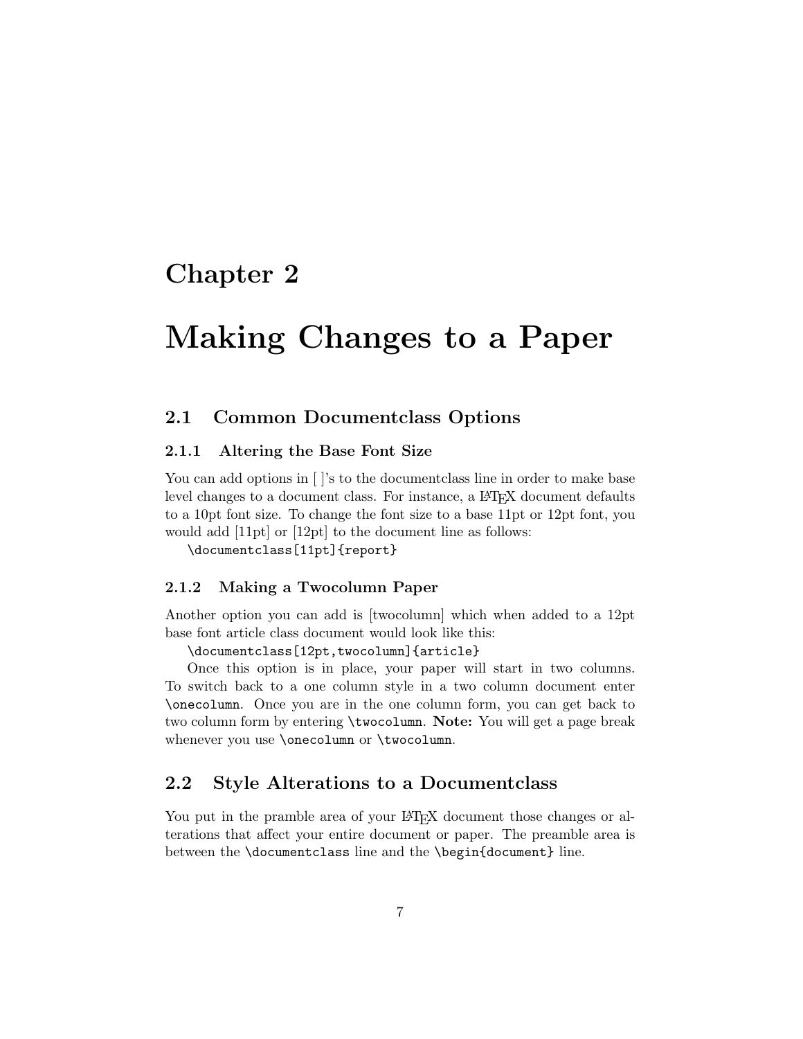# Chapter 2

# Making Changes to a Paper

## 2.1 Common Documentclass Options

### 2.1.1 Altering the Base Font Size

You can add options in [ ]'s to the documentclass line in order to make base level changes to a document class. For instance, a LaTeX document defaults to a 10pt font size. To change the font size to a base 11pt or 12pt font, you would add [11pt] or [12pt] to the document line as follows:

```
\documentclass[11pt]{report}
```

### 2.1.2 Making a Twocolumn Paper

Another option you can add is [twocolumn] which when added to a 12pt base font article class document would look like this:

```
\documentclass[12pt,twocolumn]{article}
```

Once this option is in place, your paper will start in two columns. To switch back to a one column style in a two column document enter `\onecolumn`. Once you are in the one column form, you can get back to two column form by entering `\twocolumn`. **Note:** You will get a page break whenever you use `\onecolumn` or `\twocolumn`.

## 2.2 Style Alterations to a Documentclass

You put in the pramble area of your LaTeX document those changes or alterations that affect your entire document or paper. The preamble area is between the `\documentclass` line and the `\begin{document}` line.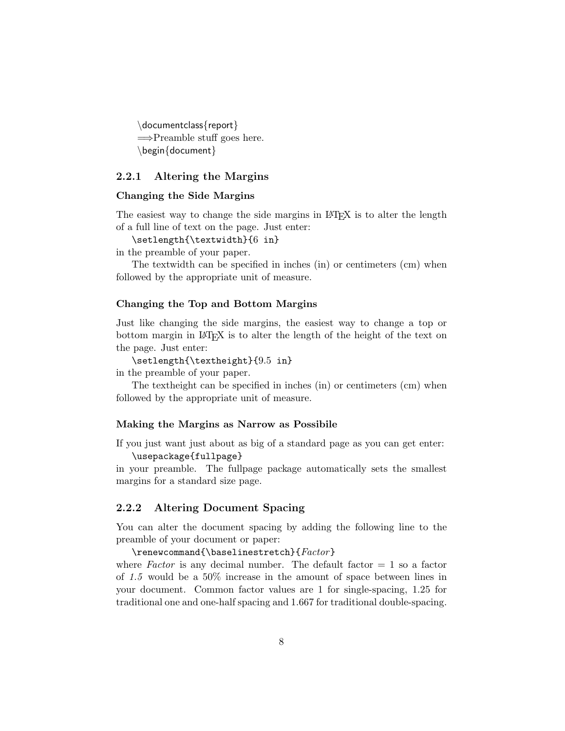```
\documentclass{report}
⟹Preamble stuff goes here.
\begin{document}
```

### 2.2.1 Altering the Margins

#### Changing the Side Margins

The easiest way to change the side margins in LaTeX is to alter the length of a full line of text on the page. Just enter:

```
\setlength{\textwidth}{6 in}
```

in the preamble of your paper.

The textwidth can be specified in inches (in) or centimeters (cm) when followed by the appropriate unit of measure.

#### Changing the Top and Bottom Margins

Just like changing the side margins, the easiest way to change a top or bottom margin in LaTeX is to alter the length of the height of the text on the page. Just enter:

```
\setlength{\textheight}{9.5 in}
```

in the preamble of your paper.

The textheight can be specified in inches (in) or centimeters (cm) when followed by the appropriate unit of measure.

#### Making the Margins as Narrow as Possibile

If you just want just about as big of a standard page as you can get enter:

```
\usepackage{fullpage}
```

in your preamble. The fullpage package automatically sets the smallest margins for a standard size page.

### 2.2.2 Altering Document Spacing

You can alter the document spacing by adding the following line to the preamble of your document or paper:

```
\renewcommand{\baselinestretch}{Factor}
```

where *Factor* is any decimal number. The default factor = 1 so a factor of *1.5* would be a 50% increase in the amount of space between lines in your document. Common factor values are 1 for single-spacing, 1.25 for traditional one and one-half spacing and 1.667 for traditional double-spacing.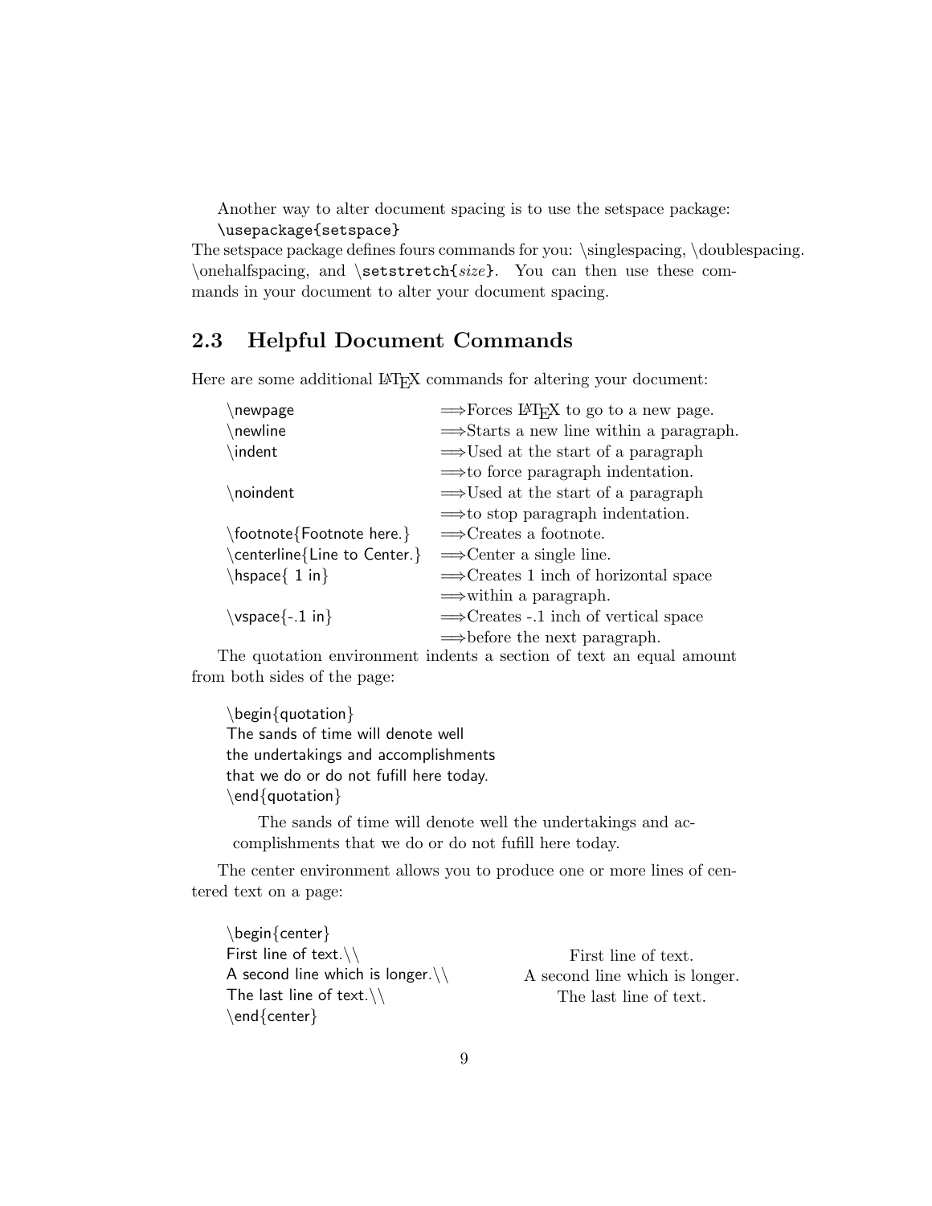Another way to alter document spacing is to use the setspace package:

```
\usepackage{setspace}
```

The setspace package defines fours commands for you: \singlespacing, \doublespacing. \onehalfspacing, and \setstretch{*size*}. You can then use these commands in your document to alter your document spacing.

## 2.3 Helpful Document Commands

Here are some additional LaTeX commands for altering your document:

| | |
|---|---|
| \newpage | ⟹Forces LaTeX to go to a new page. |
| \newline | ⟹Starts a new line within a paragraph. |
| \indent | ⟹Used at the start of a paragraph |
| | ⟹to force paragraph indentation. |
| \noindent | ⟹Used at the start of a paragraph |
| | ⟹to stop paragraph indentation. |
| \footnote{Footnote here.} | ⟹Creates a footnote. |
| \centerline{Line to Center.} | ⟹Center a single line. |
| \hspace{ 1 in} | ⟹Creates 1 inch of horizontal space |
| | ⟹within a paragraph. |
| \vspace{-.1 in} | ⟹Creates -.1 inch of vertical space |
| | ⟹before the next paragraph. |

The quotation environment indents a section of text an equal amount from both sides of the page:

```
\begin{quotation}
The sands of time will denote well
the undertakings and accomplishments
that we do or do not fufill here today.
\end{quotation}
```

> The sands of time will denote well the undertakings and accomplishments that we do or do not fufill here today.

The center environment allows you to produce one or more lines of centered text on a page:

```
\begin{center}
First line of text.\\
A second line which is longer.\\
The last line of text.\\
\end{center}
```

First line of text.
A second line which is longer.
The last line of text.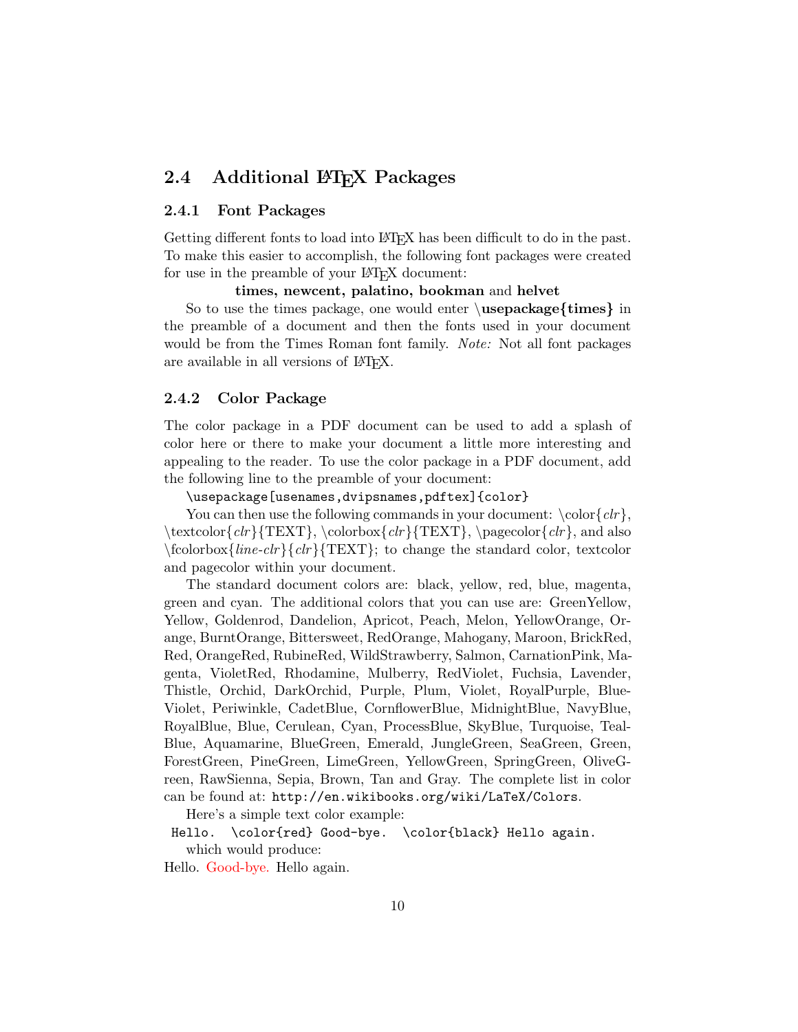## 2.4 Additional LaTeX Packages

### 2.4.1 Font Packages

Getting different fonts to load into LaTeX has been difficult to do in the past. To make this easier to accomplish, the following font packages were created for use in the preamble of your LaTeX document:

**times, newcent, palatino, bookman** and **helvet**

So to use the times package, one would enter **\usepackage{times}** in the preamble of a document and then the fonts used in your document would be from the Times Roman font family. *Note:* Not all font packages are available in all versions of LaTeX.

### 2.4.2 Color Package

The color package in a PDF document can be used to add a splash of color here or there to make your document a little more interesting and appealing to the reader. To use the color package in a PDF document, add the following line to the preamble of your document:

```
\usepackage[usenames,dvipsnames,pdftex]{color}
```

You can then use the following commands in your document: \color{*clr*}, \textcolor{*clr*}{TEXT}, \colorbox{*clr*}{TEXT}, \pagecolor{*clr*}, and also \fcolorbox{*line-clr*}{*clr*}{TEXT}; to change the standard color, textcolor and pagecolor within your document.

The standard document colors are: black, yellow, red, blue, magenta, green and cyan. The additional colors that you can use are: GreenYellow, Yellow, Goldenrod, Dandelion, Apricot, Peach, Melon, YellowOrange, Orange, BurntOrange, Bittersweet, RedOrange, Mahogany, Maroon, BrickRed, Red, OrangeRed, RubineRed, WildStrawberry, Salmon, CarnationPink, Magenta, VioletRed, Rhodamine, Mulberry, RedViolet, Fuchsia, Lavender, Thistle, Orchid, DarkOrchid, Purple, Plum, Violet, RoyalPurple, BlueViolet, Periwinkle, CadetBlue, CornflowerBlue, MidnightBlue, NavyBlue, RoyalBlue, Blue, Cerulean, Cyan, ProcessBlue, SkyBlue, Turquoise, TealBlue, Aquamarine, BlueGreen, Emerald, JungleGreen, SeaGreen, Green, ForestGreen, PineGreen, LimeGreen, YellowGreen, SpringGreen, OliveGreen, RawSienna, Sepia, Brown, Tan and Gray. The complete list in color can be found at: `http://en.wikibooks.org/wiki/LaTeX/Colors`.

Here's a simple text color example:

```
Hello.  \color{red} Good-bye.  \color{black} Hello again.
```

which would produce:

Hello. Good-bye. Hello again.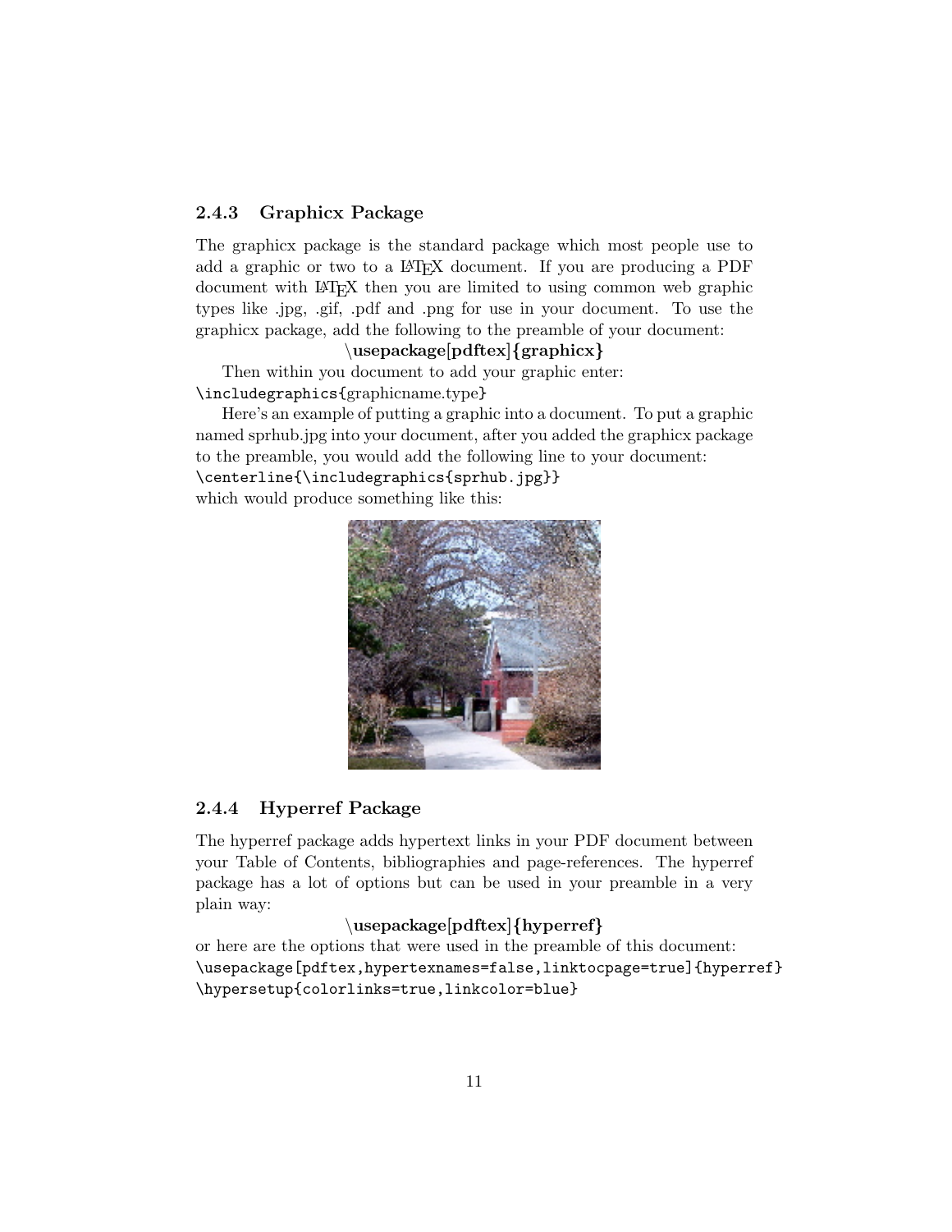### 2.4.3 Graphicx Package

The graphicx package is the standard package which most people use to add a graphic or two to a LaTeX document. If you are producing a PDF document with LaTeX then you are limited to using common web graphic types like .jpg, .gif, .pdf and .png for use in your document. To use the graphicx package, add the following to the preamble of your document:

**\usepackage[pdftex]{graphicx}**

Then within you document to add your graphic enter:

```
\includegraphics{graphicname.type}
```

Here's an example of putting a graphic into a document. To put a graphic named sprhub.jpg into your document, after you added the graphicx package to the preamble, you would add the following line to your document:

```
\centerline{\includegraphics{sprhub.jpg}}
```

which would produce something like this:

### 2.4.4 Hyperref Package

The hyperref package adds hypertext links in your PDF document between your Table of Contents, bibliographies and page-references. The hyperref package has a lot of options but can be used in your preamble in a very plain way:

**\usepackage[pdftex]{hyperref}**

or here are the options that were used in the preamble of this document:

```
\usepackage[pdftex,hypertexnames=false,linktocpage=true]{hyperref}
\hypersetup{colorlinks=true,linkcolor=blue}
```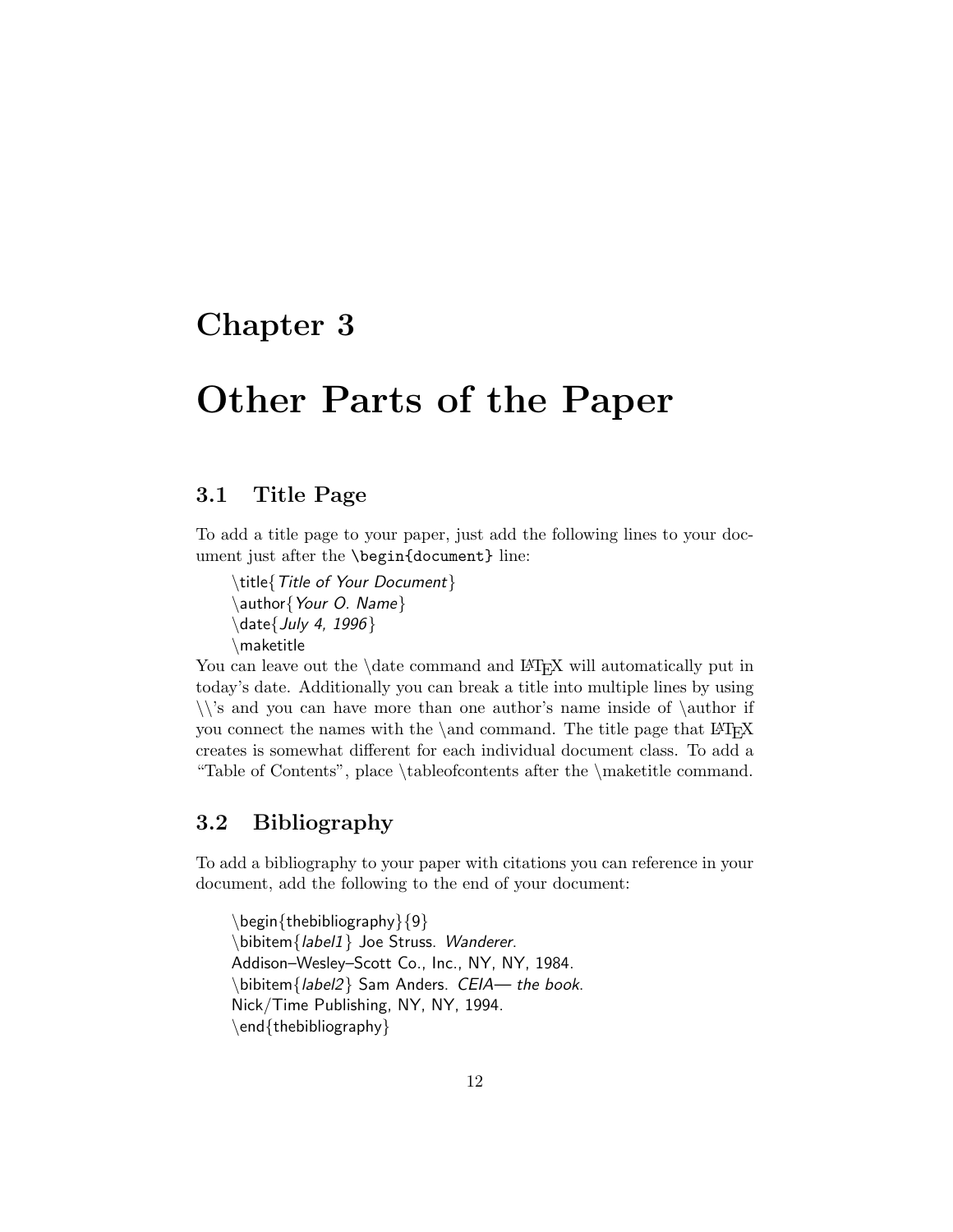# Chapter 3

# Other Parts of the Paper

## 3.1 Title Page

To add a title page to your paper, just add the following lines to your document just after the `\begin{document}` line:

```
\title{Title of Your Document}
\author{Your O. Name}
\date{July 4, 1996}
\maketitle
```

You can leave out the \date command and LaTeX will automatically put in today's date. Additionally you can break a title into multiple lines by using \\'s and you can have more than one author's name inside of \author if you connect the names with the \and command. The title page that LaTeX creates is somewhat different for each individual document class. To add a "Table of Contents", place \tableofcontents after the \maketitle command.

## 3.2 Bibliography

To add a bibliography to your paper with citations you can reference in your document, add the following to the end of your document:

```
\begin{thebibliography}{9}
\bibitem{label1} Joe Struss. Wanderer.
Addison–Wesley–Scott Co., Inc., NY, NY, 1984.
\bibitem{label2} Sam Anders. CEIA— the book.
Nick/Time Publishing, NY, NY, 1994.
\end{thebibliography}
```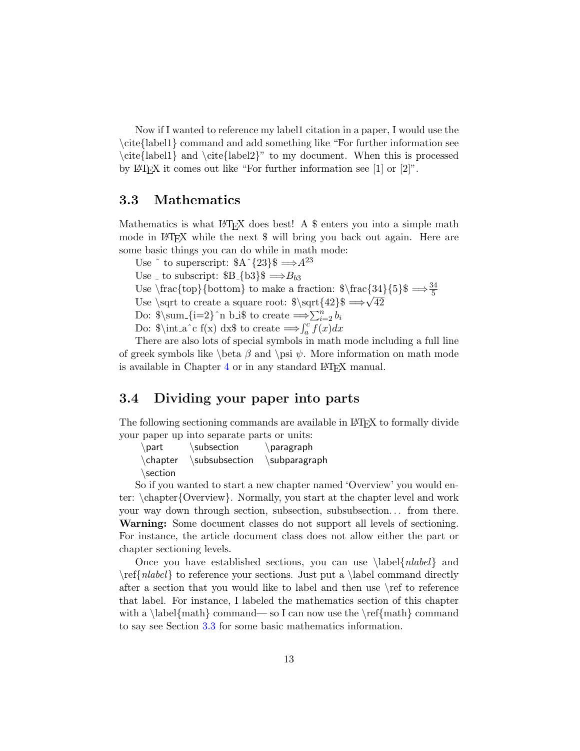Now if I wanted to reference my label1 citation in a paper, I would use the \cite{label1} command and add something like "For further information see \cite{label1} and \cite{label2}" to my document. When this is processed by LaTeX it comes out like "For further information see [1] or [2]".

## 3.3 Mathematics

Mathematics is what LaTeX does best! A $ enters you into a simple math mode in LaTeX while the next $ will bring you back out again. Here are some basic things you can do while in math mode:

Use ^ to superscript: $A^{23}$ $\Longrightarrow A^{23}$

Use _ to subscript: $B_{b3}$ $\Longrightarrow B_{b3}$

Use \frac{top}{bottom} to make a fraction: $\frac{34}{5}$ $\Longrightarrow \frac{34}{5}$

Use \sqrt to create a square root: $\sqrt{42}$ $\Longrightarrow \sqrt{42}$

Do: $\sum_{i=2}^n b_i$ to create $\Longrightarrow \sum_{i=2}^{n} b_i$

Do: $\int_a^c f(x) dx$ to create $\Longrightarrow \int_a^c f(x)dx$

There are also lots of special symbols in math mode including a full line of greek symbols like \beta $\beta$ and \psi $\psi$. More information on math mode is available in Chapter 4 or in any standard LaTeX manual.

## 3.4 Dividing your paper into parts

The following sectioning commands are available in LaTeX to formally divide your paper up into separate parts or units:

| | | |
|---|---|---|
| \part | \subsection | \paragraph |
| \chapter | \subsubsection | \subparagraph |
| \section | | |

So if you wanted to start a new chapter named 'Overview' you would enter: \chapter{Overview}. Normally, you start at the chapter level and work your way down through section, subsection, subsubsection... from there. **Warning:** Some document classes do not support all levels of sectioning. For instance, the article document class does not allow either the part or chapter sectioning levels.

Once you have established sections, you can use \label{*nlabel*} and \ref{*nlabel*} to reference your sections. Just put a \label command directly after a section that you would like to label and then use \ref to reference that label. For instance, I labeled the mathematics section of this chapter with a \label{math} command— so I can now use the \ref{math} command to say see Section 3.3 for some basic mathematics information.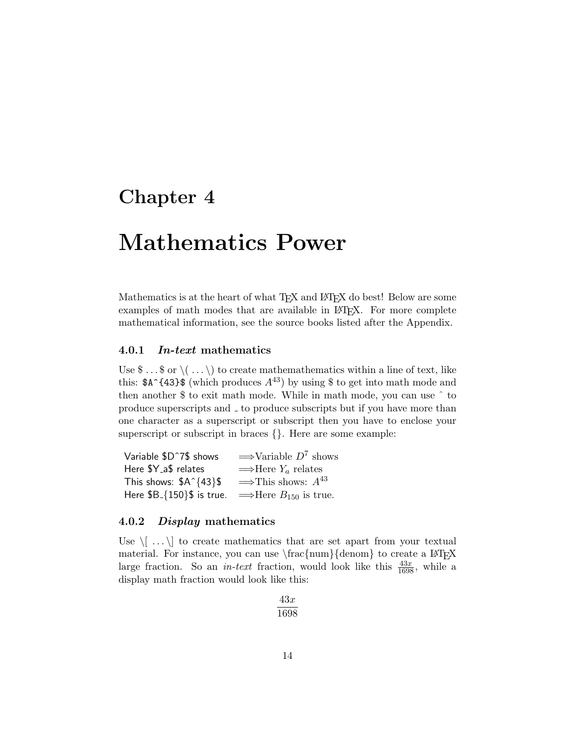# Chapter 4

# Mathematics Power

Mathematics is at the heart of what TeX and LaTeX do best! Below are some examples of math modes that are available in LaTeX. For more complete mathematical information, see the source books listed after the Appendix.

### 4.0.1 *In-text* mathematics

Use $ . . . $ or \( . . . \) to create mathemathematics within a line of text, like this: `$A^{43}$` (which produces $A^{43}$) by using $ to get into math mode and then another $ to exit math mode. While in math mode, you can use ˆ to produce superscripts and _ to produce subscripts but if you have more than one character as a superscript or subscript then you have to enclose your superscript or subscript in braces {}. Here are some example:

| | |
|---|---|
| Variable $D^7$ shows | ⟹Variable $D^7$ shows |
| Here $Y_a$ relates | ⟹Here $Y_a$ relates |
| This shows: $A^{43}$ | ⟹This shows: $A^{43}$ |
| Here $B_{150}$ is true. | ⟹Here $B_{150}$ is true. |

### 4.0.2 *Display* mathematics

Use \[ . . . \] to create mathematics that are set apart from your textual material. For instance, you can use \frac{num}{denom} to create a LaTeX large fraction. So an *in-text* fraction, would look like this $\frac{43x}{1698}$, while a display math fraction would look like this:

$$\frac{43x}{1698}$$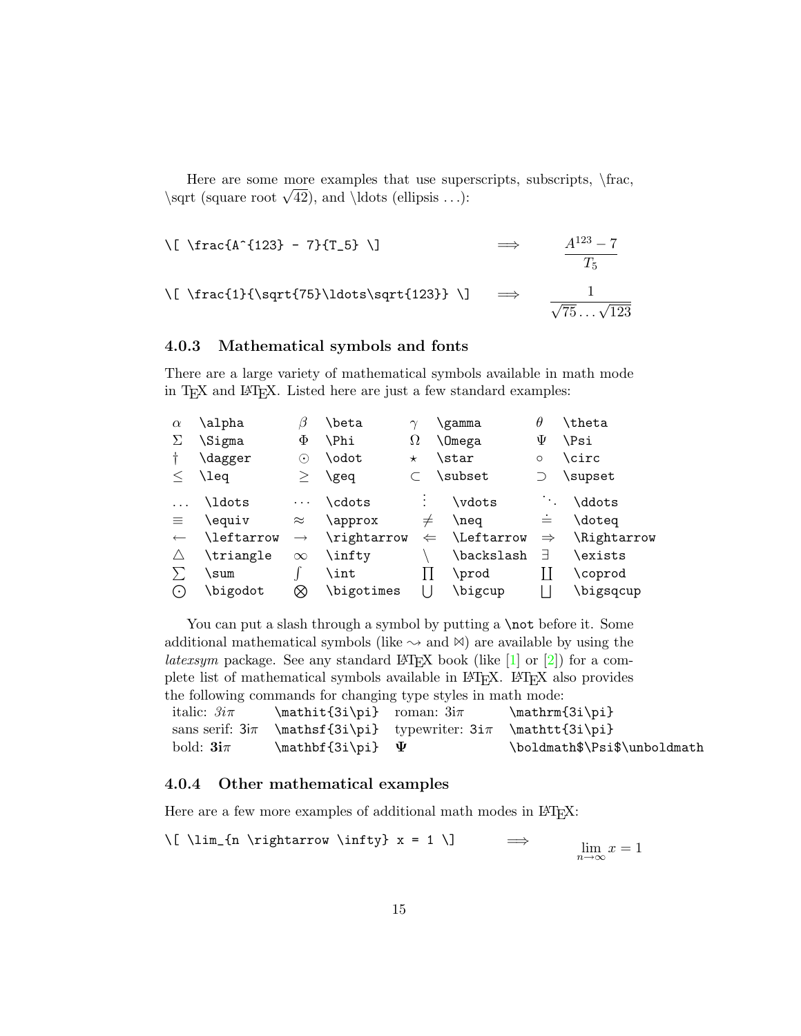Here are some more examples that use superscripts, subscripts, \frac, \sqrt (square root $\sqrt{42}$), and \ldots (ellipsis ...):

```
\[ \frac{A^{123} - 7}{T_5} \]
```

$\Longrightarrow$

$$\frac{A^{123} - 7}{T_5}$$

```
\[ \frac{1}{\sqrt{75}\ldots\sqrt{123}} \]
```

$\Longrightarrow$

$$\frac{1}{\sqrt{75}\ldots\sqrt{123}}$$

### 4.0.3 Mathematical symbols and fonts

There are a large variety of mathematical symbols available in math mode in TEX and LATEX. Listed here are just a few standard examples:

| | | | | | | | |
|---|---|---|---|---|---|---|---|
| $\alpha$ | `\alpha` | $\beta$ | `\beta` | $\gamma$ | `\gamma` | $\theta$ | `\theta` |
| $\Sigma$ | `\Sigma` | $\Phi$ | `\Phi` | $\Omega$ | `\Omega` | $\Psi$ | `\Psi` |
| $\dagger$ | `\dagger` | $\odot$ | `\odot` | $\star$ | `\star` | $\circ$ | `\circ` |
| $\leq$ | `\leq` | $\geq$ | `\geq` | $\subset$ | `\subset` | $\supset$ | `\supset` |
| $\ldots$ | `\ldots` | $\cdots$ | `\cdots` | $\vdots$ | `\vdots` | $\ddots$ | `\ddots` |
| $\equiv$ | `\equiv` | $\approx$ | `\approx` | $\neq$ | `\neq` | $\doteq$ | `\doteq` |
| $\leftarrow$ | `\leftarrow` | $\rightarrow$ | `\rightarrow` | $\Leftarrow$ | `\Leftarrow` | $\Rightarrow$ | `\Rightarrow` |
| $\triangle$ | `\triangle` | $\infty$ | `\infty` | $\backslash$ | `\backslash` | $\exists$ | `\exists` |
| $\sum$ | `\sum` | $\int$ | `\int` | $\prod$ | `\prod` | $\coprod$ | `\coprod` |
| $\bigodot$ | `\bigodot` | $\bigotimes$ | `\bigotimes` | $\bigcup$ | `\bigcup` | $\bigsqcup$ | `\bigsqcup` |

You can put a slash through a symbol by putting a `\not` before it. Some additional mathematical symbols (like $\leadsto$ and $\Join$) are available by using the *latexsym* package. See any standard LATEX book (like [1] or [2]) for a complete list of mathematical symbols available in LATEX. LATEX also provides the following commands for changing type styles in math mode:

| | | | |
|---|---|---|---|
| italic: $\mathit{3i\pi}$ | `\mathit{3i\pi}` | roman: $\mathrm{3i}\pi$ | `\mathrm{3i\pi}` |
| sans serif: $\mathsf{3i}\pi$ | `\mathsf{3i\pi}` | typewriter: $\mathtt{3i}\pi$ | `\mathtt{3i\pi}` |
| bold: $\mathbf{3i}\pi$ | `\mathbf{3i\pi}` | $\boldsymbol{\Psi}$ | `\boldmath$\Psi$\unboldmath` |

### 4.0.4 Other mathematical examples

Here are a few more examples of additional math modes in LATEX:

```
\[ \lim_{n \rightarrow \infty} x = 1 \]
```

$\Longrightarrow$

$$\lim_{n \rightarrow \infty} x = 1$$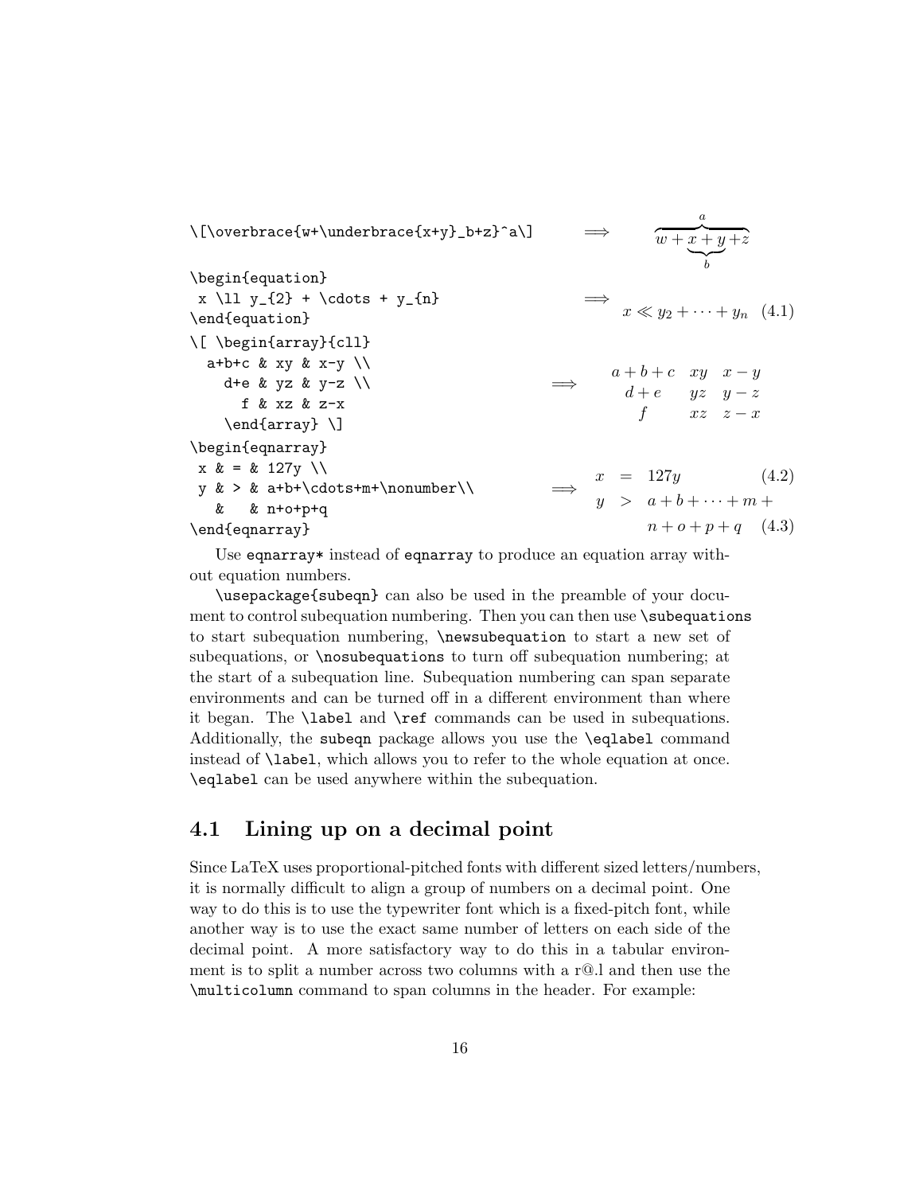```
\[\overbrace{w+\underbrace{x+y}_b+z}^a\]
```

$\Longrightarrow$

$$\overbrace{w+\underbrace{x+y}_b+z}^a$$

```
\begin{equation}
 x \ll y_{2} + \cdots + y_{n}
\end{equation}
```

$\Longrightarrow$

$$x \ll y_{2} + \cdots + y_{n} \tag{4.1}$$

```
\[ \begin{array}{cll}
  a+b+c & xy & x-y \\
    d+e & yz & y-z \\
      f & xz & z-x
    \end{array} \]
```

$\Longrightarrow$

$$\begin{array}{cll}
a+b+c & xy & x-y \\
d+e & yz & y-z \\
f & xz & z-x
\end{array}$$

```
\begin{eqnarray}
 x & = & 127y \\
 y & > & a+b+\cdots+m+\nonumber\\
   &   & n+o+p+q
\end{eqnarray}
```

$\Longrightarrow$

$$\begin{array}{rcll}
x & = & 127y & (4.2) \\
y & > & a+b+\cdots+m+ & \\
  &   & n+o+p+q & (4.3)
\end{array}$$

Use `eqnarray*` instead of `eqnarray` to produce an equation array without equation numbers.

`\usepackage{subeqn}` can also be used in the preamble of your document to control subequation numbering. Then you can then use `\subequations` to start subequation numbering, `\newsubequation` to start a new set of subequations, or `\nosubequations` to turn off subequation numbering; at the start of a subequation line. Subequation numbering can span separate environments and can be turned off in a different environment than where it began. The `\label` and `\ref` commands can be used in subequations. Additionally, the `subeqn` package allows you use the `\eqlabel` command instead of `\label`, which allows you to refer to the whole equation at once. `\eqlabel` can be used anywhere within the subequation.

## 4.1 Lining up on a decimal point

Since LaTeX uses proportional-pitched fonts with different sized letters/numbers, it is normally difficult to align a group of numbers on a decimal point. One way to do this is to use the typewriter font which is a fixed-pitch font, while another way is to use the exact same number of letters on each side of the decimal point. A more satisfactory way to do this in a tabular environment is to split a number across two columns with a r@.l and then use the `\multicolumn` command to span columns in the header. For example: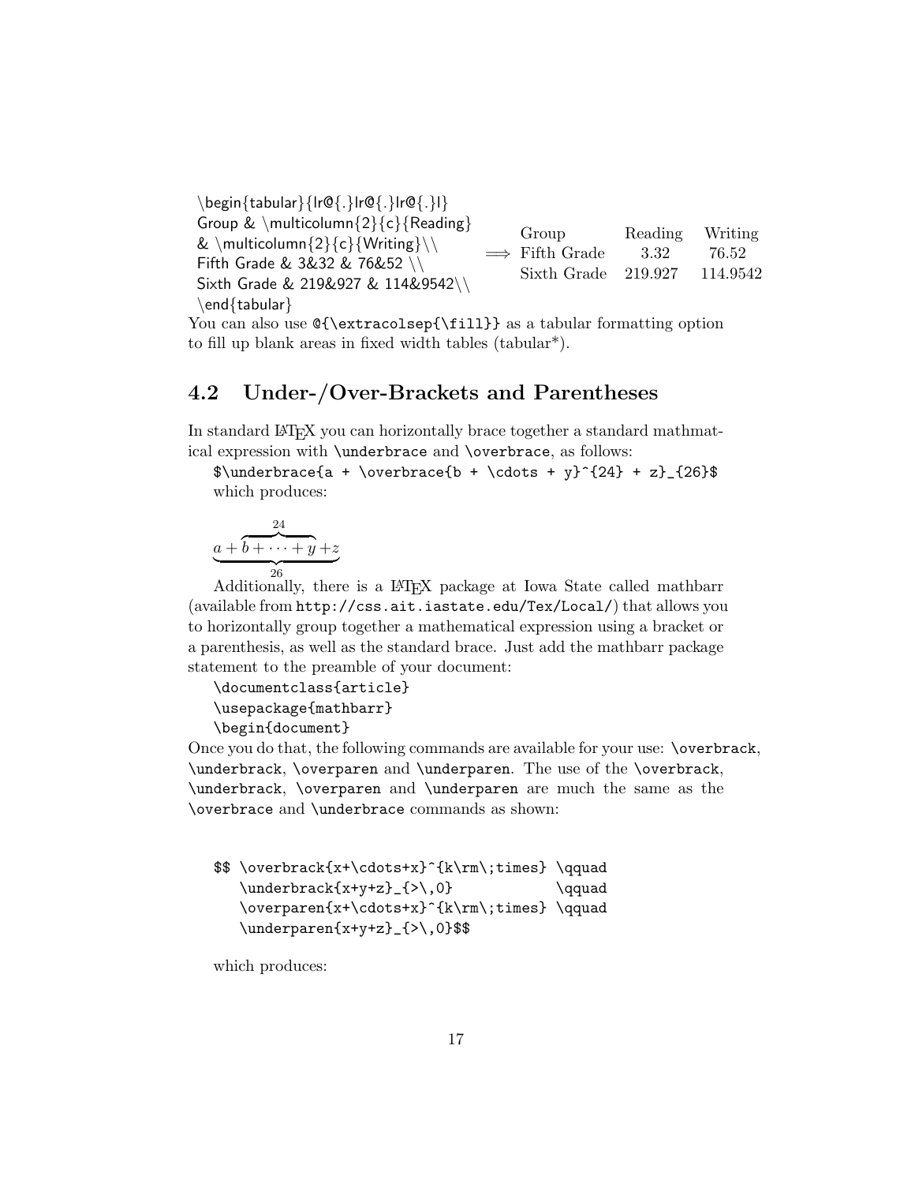```
\begin{tabular}{lr@{.}lr@{.}lr@{.}l}
Group & \multicolumn{2}{c}{Reading}
& \multicolumn{2}{c}{Writing}\\
Fifth Grade & 3&32 & 76&52 \\
Sixth Grade & 219&927 & 114&9542\\
\end{tabular}
```

$\Longrightarrow$

| Group | Reading | Writing |
|---|---|---|
| Fifth Grade | 3.32 | 76.52 |
| Sixth Grade | 219.927 | 114.9542 |

You can also use `@{\extracolsep{\fill}}` as a tabular formatting option to fill up blank areas in fixed width tables (tabular*).

## 4.2 Under-/Over-Brackets and Parentheses

In standard LaTeX you can horizontally brace together a standard mathmatical expression with `\underbrace` and `\overbrace`, as follows:

`$\underbrace{a + \overbrace{b + \cdots + y}^{24} + z}_{26}$`

which produces:

$$\underbrace{a + \overbrace{b + \cdots + y}^{24} + z}_{26}$$

Additionally, there is a LaTeX package at Iowa State called mathbarr (available from `http://css.ait.iastate.edu/Tex/Local/`) that allows you to horizontally group together a mathematical expression using a bracket or a parenthesis, as well as the standard brace. Just add the mathbarr package statement to the preamble of your document:

```
\documentclass{article}
\usepackage{mathbarr}
\begin{document}
```

Once you do that, the following commands are available for your use: `\overbrack`, `\underbrack`, `\overparen` and `\underparen`. The use of the `\overbrack`, `\underbrack`, `\overparen` and `\underparen` are much the same as the `\overbrace` and `\underbrace` commands as shown:

```
$$ \overbrack{x+\cdots+x}^{k\rm\;times} \qquad
   \underbrack{x+y+z}_{>\,0}            \qquad
   \overparen{x+\cdots+x}^{k\rm\;times} \qquad
   \underparen{x+y+z}_{>\,0}$$
```

which produces: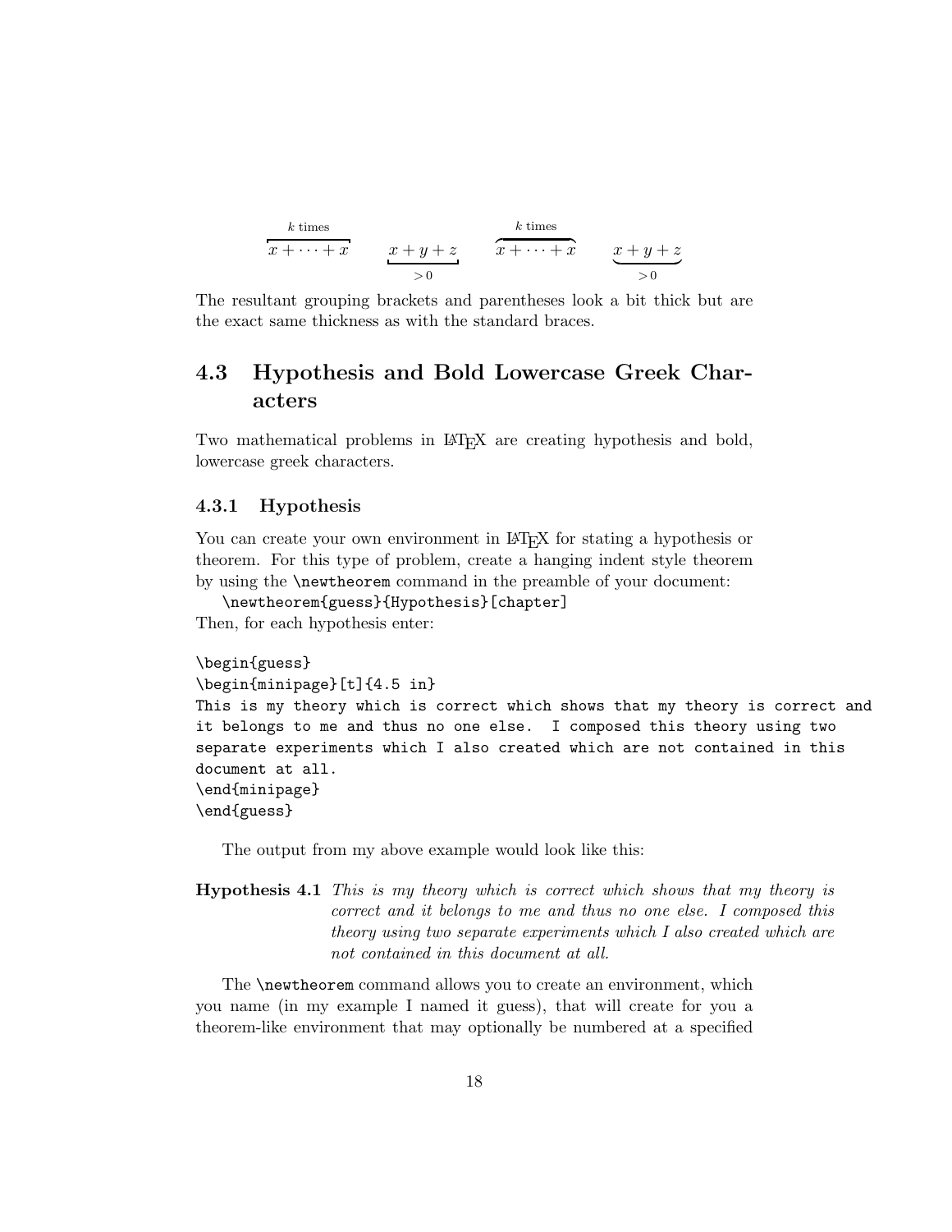$$\overbracket{x + \cdots + x}^{k \text{ times}} \qquad \underbracket{x + y + z}_{>0} \qquad \overparen{x + \cdots + x}^{k \text{ times}} \qquad \underparen{x + y + z}_{>0}$$

The resultant grouping brackets and parentheses look a bit thick but are the exact same thickness as with the standard braces.

## 4.3 Hypothesis and Bold Lowercase Greek Characters

Two mathematical problems in LaTeX are creating hypothesis and bold, lowercase greek characters.

### 4.3.1 Hypothesis

You can create your own environment in LaTeX for stating a hypothesis or theorem. For this type of problem, create a hanging indent style theorem by using the `\newtheorem` command in the preamble of your document:

`\newtheorem{guess}{Hypothesis}[chapter]`

Then, for each hypothesis enter:

```
\begin{guess}
\begin{minipage}[t]{4.5 in}
This is my theory which is correct which shows that my theory is correct and
it belongs to me and thus no one else.  I composed this theory using two
separate experiments which I also created which are not contained in this
document at all.
\end{minipage}
\end{guess}
```

The output from my above example would look like this:

**Hypothesis 4.1** *This is my theory which is correct which shows that my theory is correct and it belongs to me and thus no one else. I composed this theory using two separate experiments which I also created which are not contained in this document at all.*

The `\newtheorem` command allows you to create an environment, which you name (in my example I named it guess), that will create for you a theorem-like environment that may optionally be numbered at a specified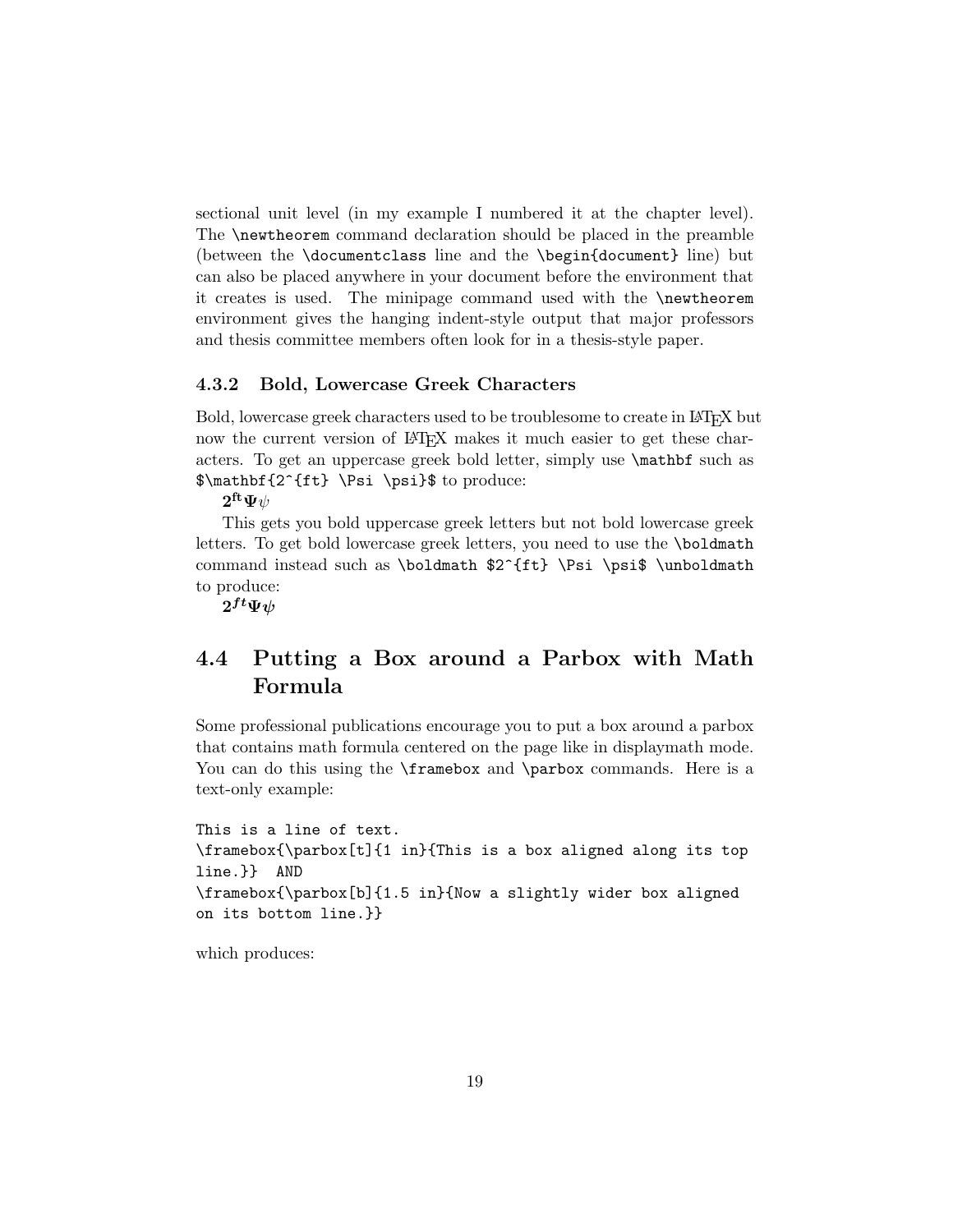sectional unit level (in my example I numbered it at the chapter level). The `\newtheorem` command declaration should be placed in the preamble (between the `\documentclass` line and the `\begin{document}` line) but can also be placed anywhere in your document before the environment that it creates is used. The minipage command used with the `\newtheorem` environment gives the hanging indent-style output that major professors and thesis committee members often look for in a thesis-style paper.

### 4.3.2 Bold, Lowercase Greek Characters

Bold, lowercase greek characters used to be troublesome to create in LaTeX but now the current version of LaTeX makes it much easier to get these characters. To get an uppercase greek bold letter, simply use `\mathbf` such as `$\mathbf{2^{ft} \Psi \psi}$` to produce:

$\mathbf{2^{ft} \Psi \psi}$

This gets you bold uppercase greek letters but not bold lowercase greek letters. To get bold lowercase greek letters, you need to use the `\boldmath` command instead such as `\boldmath $2^{ft} \Psi \psi$ \unboldmath` to produce:

$\boldsymbol{2^{ft} \Psi \psi}$

## 4.4 Putting a Box around a Parbox with Math Formula

Some professional publications encourage you to put a box around a parbox that contains math formula centered on the page like in displaymath mode. You can do this using the `\framebox` and `\parbox` commands. Here is a text-only example:

```
This is a line of text.
\framebox{\parbox[t]{1 in}{This is a box aligned along its top
line.}}  AND
\framebox{\parbox[b]{1.5 in}{Now a slightly wider box aligned
on its bottom line.}}
```

which produces: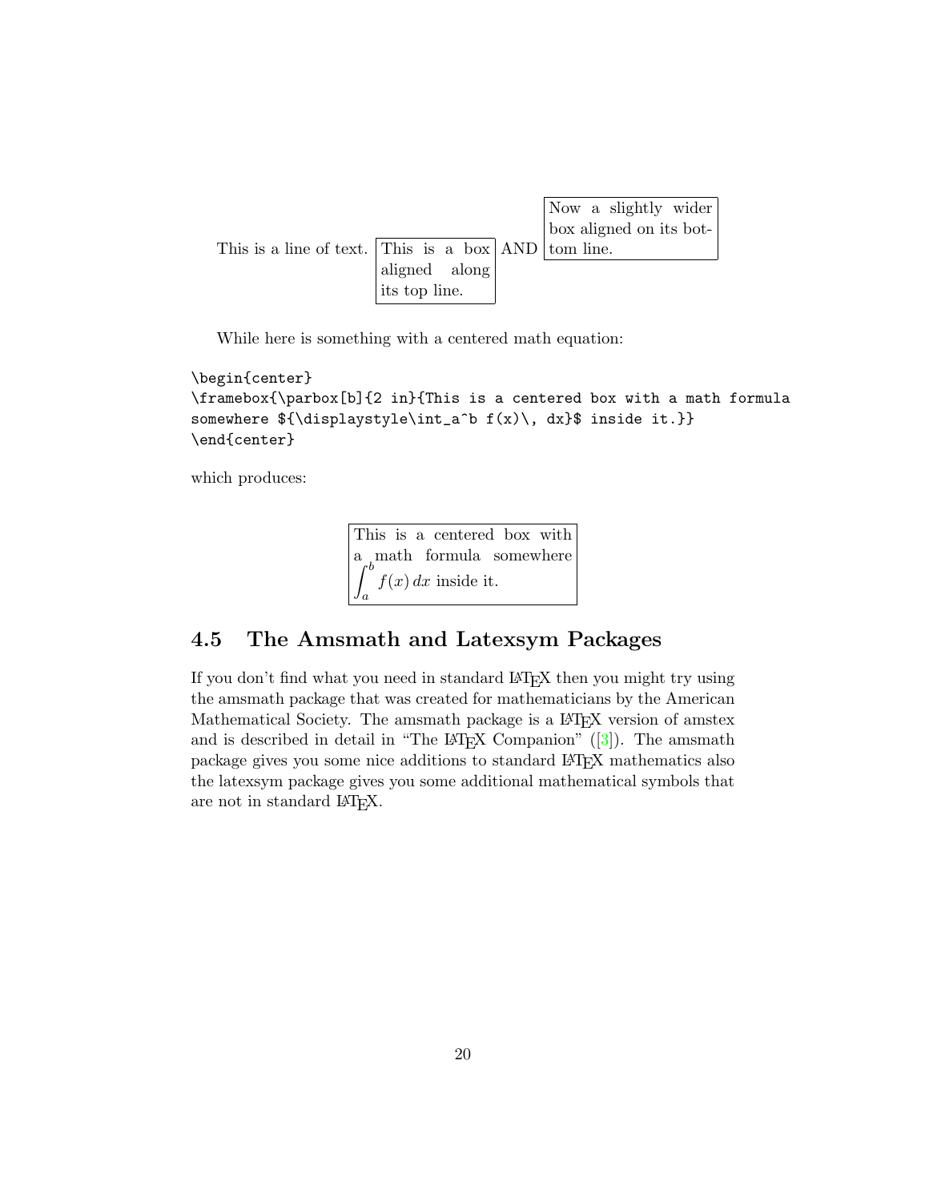This is a line of text. This is a box aligned along its top line. AND Now a slightly wider box aligned on its bottom line.

While here is something with a centered math equation:

```
\begin{center}
\framebox{\parbox[b]{2 in}{This is a centered box with a math formula
somewhere ${\displaystyle\int_a^b f(x)\, dx}$ inside it.}}
\end{center}
```

which produces:

This is a centered box with a math formula somewhere ${\displaystyle\int_a^b f(x)\, dx}$ inside it.

## 4.5 The Amsmath and Latexsym Packages

If you don't find what you need in standard LaTeX then you might try using the amsmath package that was created for mathematicians by the American Mathematical Society. The amsmath package is a LaTeX version of amstex and is described in detail in "The LaTeX Companion" ([3]). The amsmath package gives you some nice additions to standard LaTeX mathematics also the latexsym package gives you some additional mathematical symbols that are not in standard LaTeX.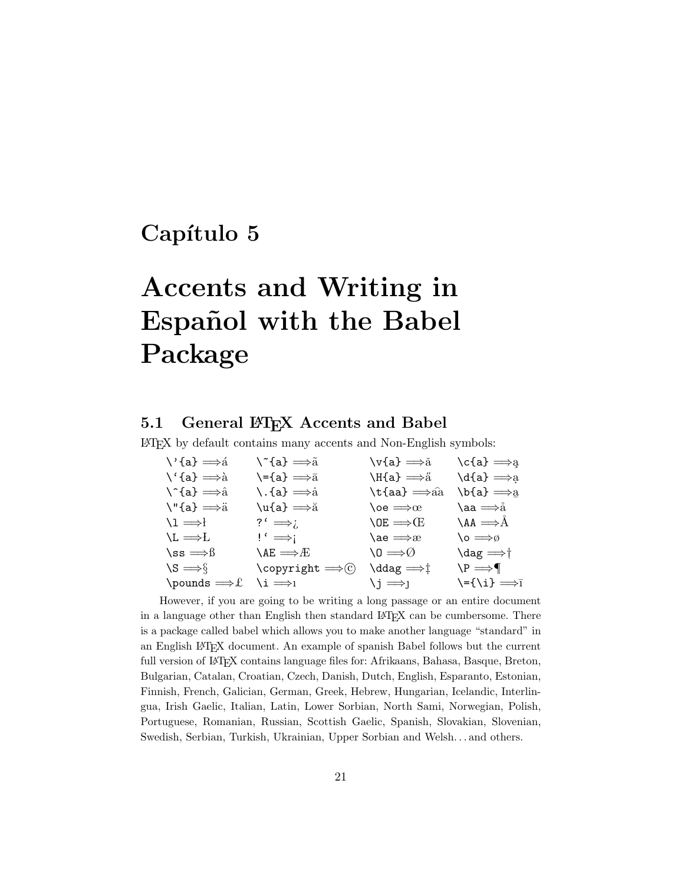# Capítulo 5

# Accents and Writing in Español with the Babel Package

## 5.1 General LaTeX Accents and Babel

LaTeX by default contains many accents and Non-English symbols:

| | | | |
|---|---|---|---|
| `\'{a}` ⟹ á | `\~{a}` ⟹ ã | `\v{a}` ⟹ ǎ | `\c{a}` ⟹ a̧ |
| `` \`{a} `` ⟹ à | `\={a}` ⟹ ā | `\H{a}` ⟹ a̋ | `\d{a}` ⟹ ạ |
| `\^{a}` ⟹ â | `\.{a}` ⟹ ȧ | `\t{aa}` ⟹ a͡a | `\b{a}` ⟹ a̲ |
| `\"{a}` ⟹ ä | `\u{a}` ⟹ ă | `\oe` ⟹ œ | `\aa` ⟹ å |
| `\l` ⟹ ł | `` ?` `` ⟹ ¿ | `\OE` ⟹ Œ | `\AA` ⟹ Å |
| `\L` ⟹ Ł | `` !` `` ⟹ ¡ | `\ae` ⟹ æ | `\o` ⟹ ø |
| `\ss` ⟹ ß | `\AE` ⟹ Æ | `\O` ⟹ Ø | `\dag` ⟹ † |
| `\S` ⟹ § | `\copyright` ⟹ © | `\ddag` ⟹ ‡ | `\P` ⟹ ¶ |
| `\pounds` ⟹ £ | `\i` ⟹ ı | `\j` ⟹ ȷ | `\={\i}` ⟹ ī |

However, if you are going to be writing a long passage or an entire document in a language other than English then standard LaTeX can be cumbersome. There is a package called babel which allows you to make another language "standard" in an English LaTeX document. An example of spanish Babel follows but the current full version of LaTeX contains language files for: Afrikaans, Bahasa, Basque, Breton, Bulgarian, Catalan, Croatian, Czech, Danish, Dutch, English, Esparanto, Estonian, Finnish, French, Galician, German, Greek, Hebrew, Hungarian, Icelandic, Interlingua, Irish Gaelic, Italian, Latin, Lower Sorbian, North Sami, Norwegian, Polish, Portuguese, Romanian, Russian, Scottish Gaelic, Spanish, Slovakian, Slovenian, Swedish, Serbian, Turkish, Ukrainian, Upper Sorbian and Welsh. . . and others.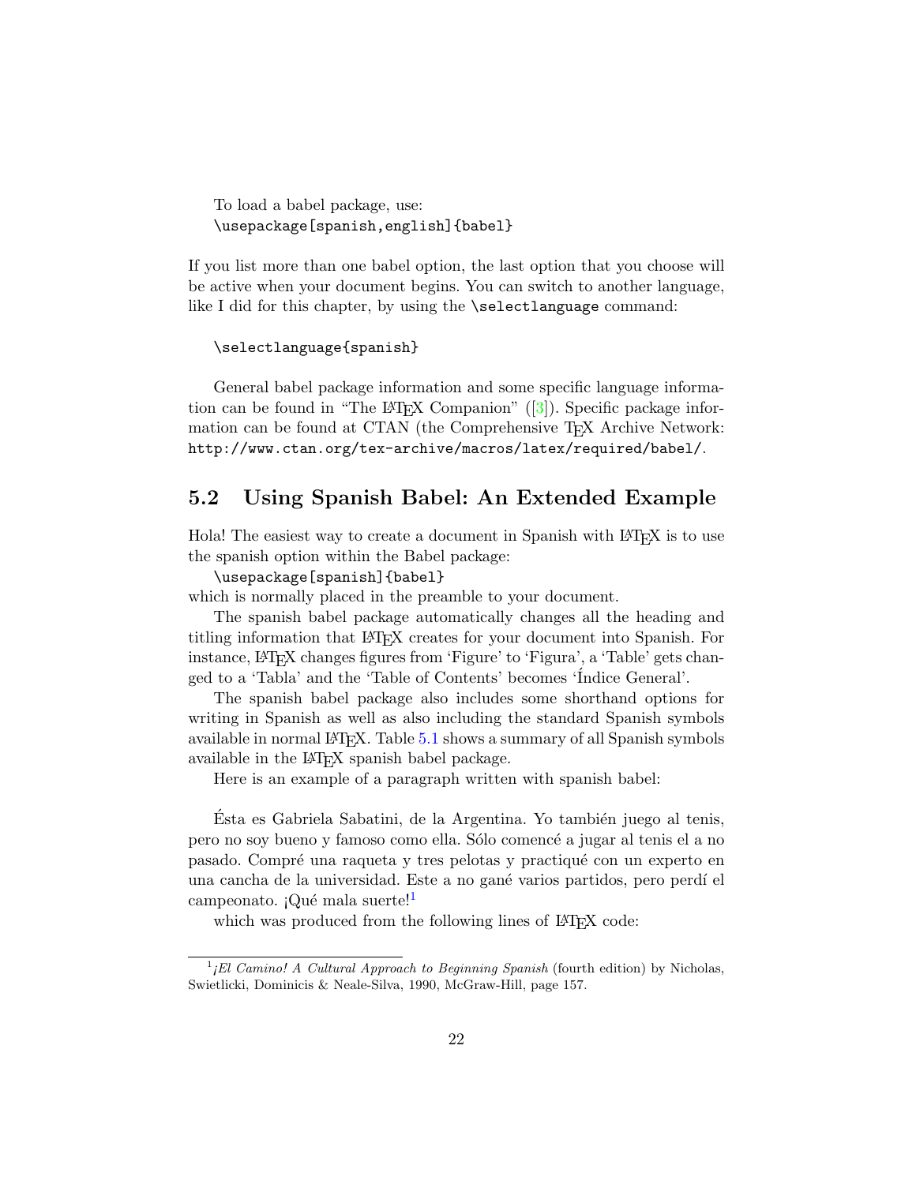To load a babel package, use:
`\usepackage[spanish,english]{babel}`

If you list more than one babel option, the last option that you choose will be active when your document begins. You can switch to another language, like I did for this chapter, by using the `\selectlanguage` command:

```
\selectlanguage{spanish}
```

General babel package information and some specific language information can be found in "The LaTeX Companion" ([3]). Specific package information can be found at CTAN (the Comprehensive TeX Archive Network: `http://www.ctan.org/tex-archive/macros/latex/required/babel/`.

## 5.2 Using Spanish Babel: An Extended Example

Hola! The easiest way to create a document in Spanish with LaTeX is to use the spanish option within the Babel package:

`\usepackage[spanish]{babel}`

which is normally placed in the preamble to your document.

The spanish babel package automatically changes all the heading and titling information that LaTeX creates for your document into Spanish. For instance, LaTeX changes figures from 'Figure' to 'Figura', a 'Table' gets changed to a 'Tabla' and the 'Table of Contents' becomes 'Índice General'.

The spanish babel package also includes some shorthand options for writing in Spanish as well as also including the standard Spanish symbols available in normal LaTeX. Table 5.1 shows a summary of all Spanish symbols available in the LaTeX spanish babel package.

Here is an example of a paragraph written with spanish babel:

Ésta es Gabriela Sabatini, de la Argentina. Yo también juego al tenis, pero no soy bueno y famoso como ella. Sólo comencé a jugar al tenis el a no pasado. Compré una raqueta y tres pelotas y practiqué con un experto en una cancha de la universidad. Este a no gané varios partidos, pero perdí el campeonato. ¡Qué mala suerte![1]

which was produced from the following lines of LaTeX code:

[1] *¡El Camino! A Cultural Approach to Beginning Spanish* (fourth edition) by Nicholas, Swietlicki, Dominicis & Neale-Silva, 1990, McGraw-Hill, page 157.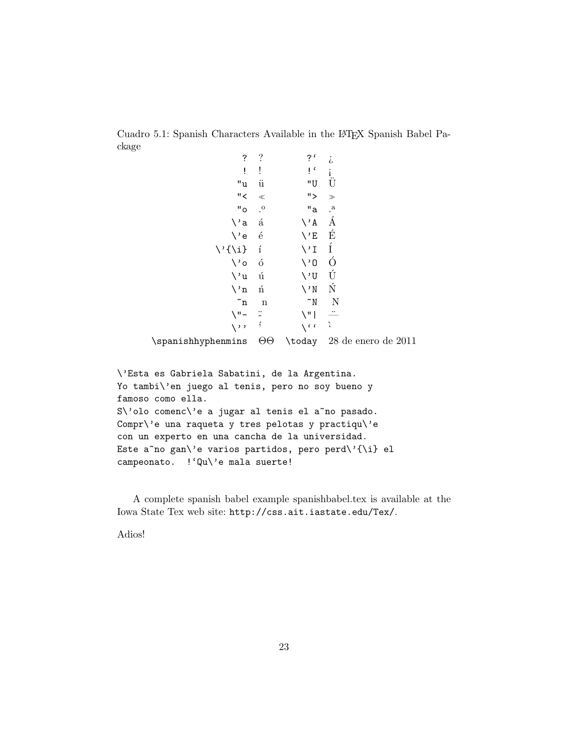Cuadro 5.1: Spanish Characters Available in the LaTeX Spanish Babel Package

| | | | |
|---|---|---|---|
| `?` | ? | `?‘` | ¿ |
| `!` | ! | `!‘` | ¡ |
| `"u` | ü | `"U` | Ü |
| `"<` | ≪ | `">` | ≫ |
| `"o` | .º | `"a` | .ª |
| `\'a` | á | `\'A` | Á |
| `\'e` | é | `\'E` | É |
| `\'{\i}` | í | `\'I` | Í |
| `\'o` | ó | `\'O` | Ó |
| `\'u` | ú | `\'U` | Ú |
| `\'n` | ń | `\'N` | Ń |
| `~n` | n | `~N` | N |
| `\"-` | ¨- | `\"\|` | ¨— |
| `\''` | ́ | `\‘‘` | ̀ |
| `\spanishhyphenmins` | ΘΘ | `\today` | 28 de enero de 2011 |

```
\'Esta es Gabriela Sabatini, de la Argentina.
Yo tambi\'en juego al tenis, pero no soy bueno y
famoso como ella.
S\'olo comenc\'e a jugar al tenis el a~no pasado.
Compr\'e una raqueta y tres pelotas y practiqu\'e
con un experto en una cancha de la universidad.
Este a~no gan\'e varios partidos, pero perd\'{\i} el
campeonato.  !‘Qu\'e mala suerte!
```

A complete spanish babel example spanishbabel.tex is available at the Iowa State Tex web site: `http://css.ait.iastate.edu/Tex/`.

Adios!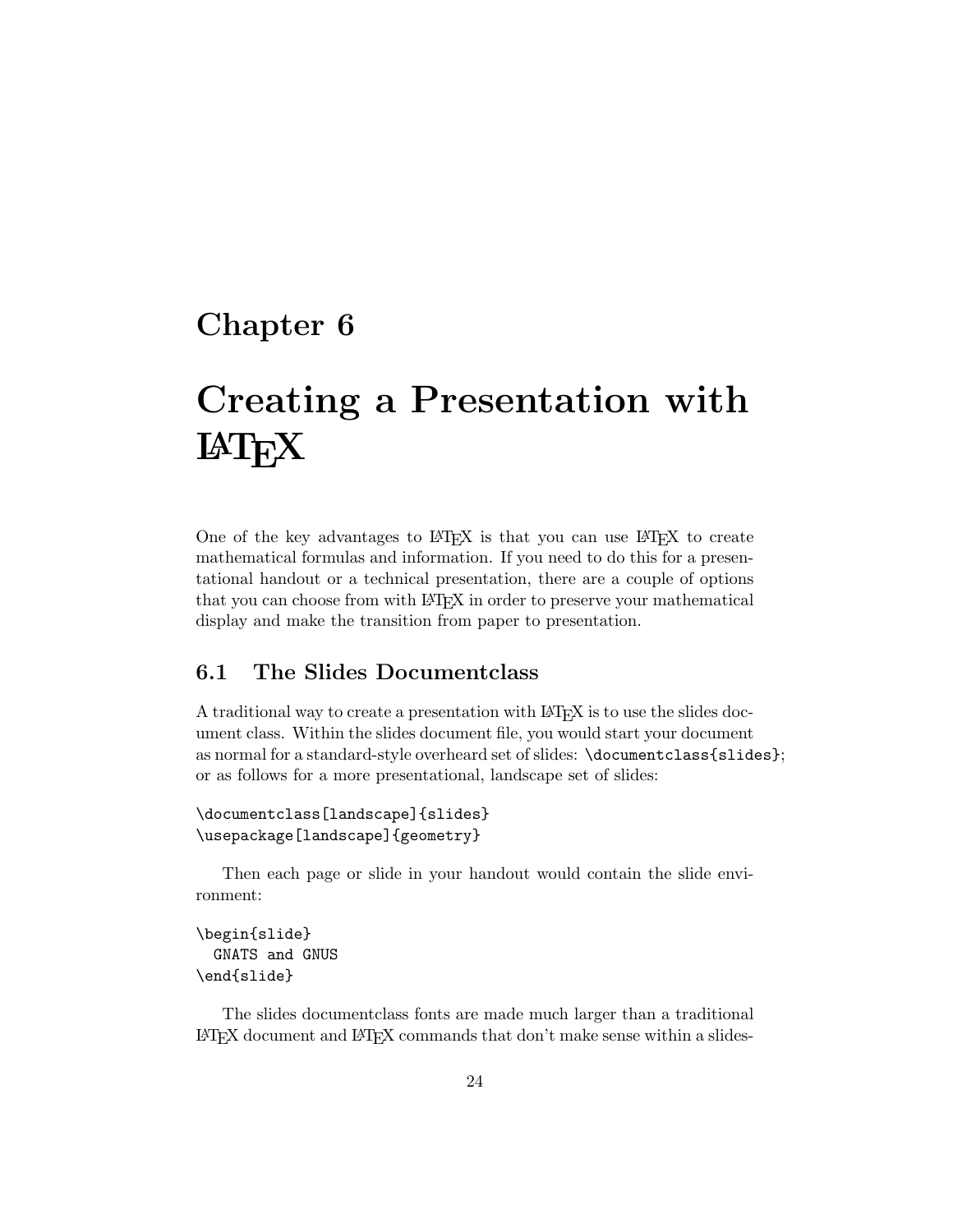# Chapter 6

# Creating a Presentation with LaTeX

One of the key advantages to LaTeX is that you can use LaTeX to create mathematical formulas and information. If you need to do this for a presentational handout or a technical presentation, there are a couple of options that you can choose from with LaTeX in order to preserve your mathematical display and make the transition from paper to presentation.

## 6.1 The Slides Documentclass

A traditional way to create a presentation with LaTeX is to use the slides document class. Within the slides document file, you would start your document as normal for a standard-style overheard set of slides: `\documentclass{slides}`; or as follows for a more presentational, landscape set of slides:

```
\documentclass[landscape]{slides}
\usepackage[landscape]{geometry}
```

Then each page or slide in your handout would contain the slide environment:

```
\begin{slide}
  GNATS and GNUS
\end{slide}
```

The slides documentclass fonts are made much larger than a traditional LaTeX document and LaTeX commands that don't make sense within a slides-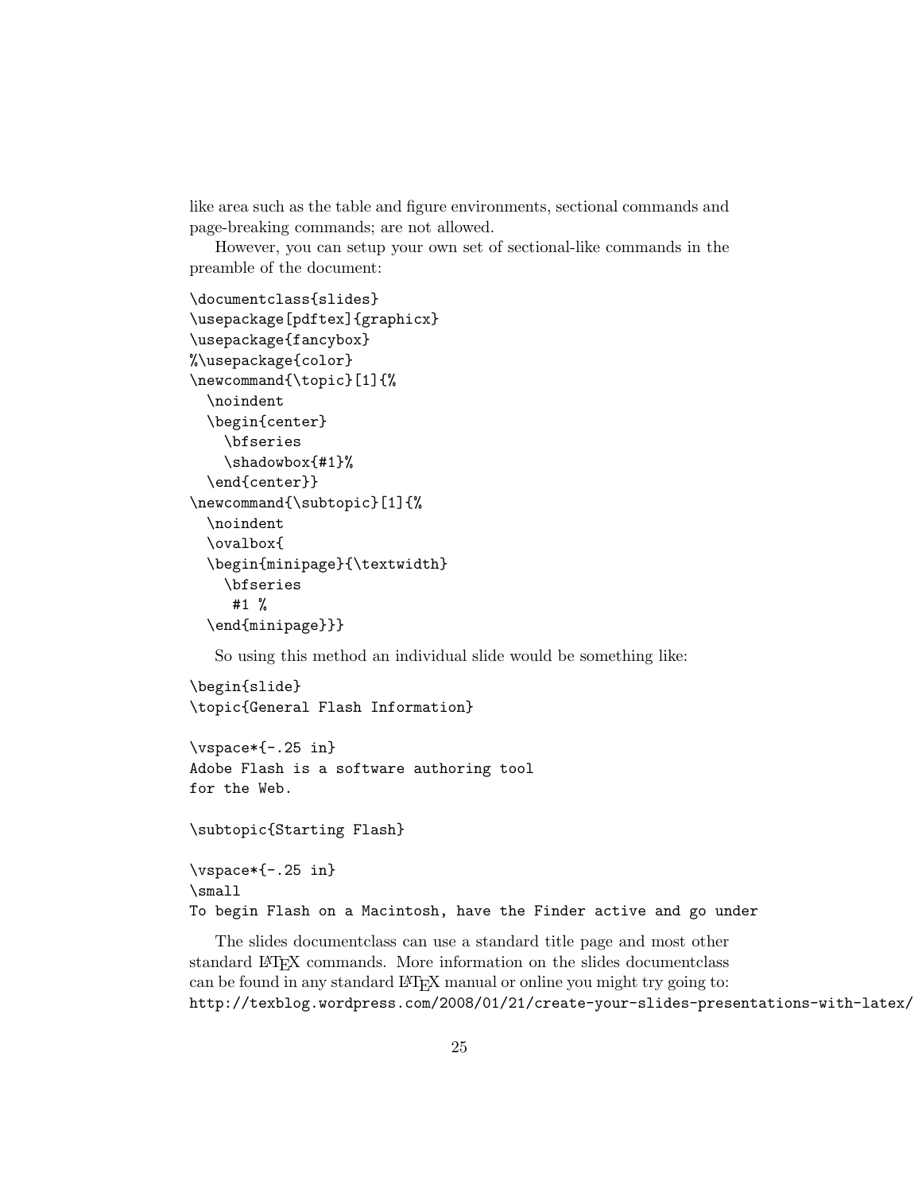like area such as the table and figure environments, sectional commands and page-breaking commands; are not allowed.

However, you can setup your own set of sectional-like commands in the preamble of the document:

```
\documentclass{slides}
\usepackage[pdftex]{graphicx}
\usepackage{fancybox}
%\usepackage{color}
\newcommand{\topic}[1]{%
  \noindent
  \begin{center}
    \bfseries
    \shadowbox{#1}%
  \end{center}}
\newcommand{\subtopic}[1]{%
  \noindent
  \ovalbox{
  \begin{minipage}{\textwidth}
    \bfseries
     #1 %
  \end{minipage}}}
```

So using this method an individual slide would be something like:

```
\begin{slide}
\topic{General Flash Information}

\vspace*{-.25 in}
Adobe Flash is a software authoring tool
for the Web.

\subtopic{Starting Flash}

\vspace*{-.25 in}
\small
To begin Flash on a Macintosh, have the Finder active and go under
```

The slides documentclass can use a standard title page and most other standard LaTeX commands. More information on the slides documentclass can be found in any standard LaTeX manual or online you might try going to: `http://texblog.wordpress.com/2008/01/21/create-your-slides-presentations-with-latex/`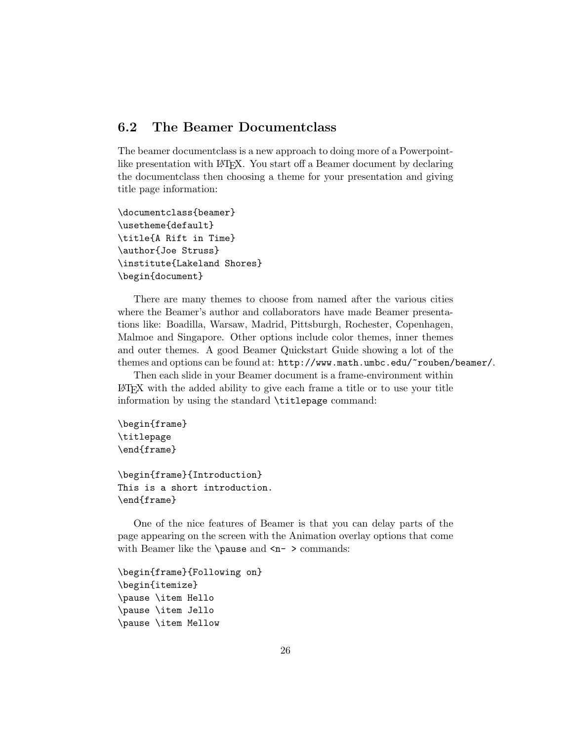## 6.2 The Beamer Documentclass

The beamer documentclass is a new approach to doing more of a Powerpoint-like presentation with LaTeX. You start off a Beamer document by declaring the documentclass then choosing a theme for your presentation and giving title page information:

```
\documentclass{beamer}
\usetheme{default}
\title{A Rift in Time}
\author{Joe Struss}
\institute{Lakeland Shores}
\begin{document}
```

There are many themes to choose from named after the various cities where the Beamer's author and collaborators have made Beamer presentations like: Boadilla, Warsaw, Madrid, Pittsburgh, Rochester, Copenhagen, Malmoe and Singapore. Other options include color themes, inner themes and outer themes. A good Beamer Quickstart Guide showing a lot of the themes and options can be found at: `http://www.math.umbc.edu/~rouben/beamer/`.

Then each slide in your Beamer document is a frame-environment within LaTeX with the added ability to give each frame a title or to use your title information by using the standard `\titlepage` command:

```
\begin{frame}
\titlepage
\end{frame}

\begin{frame}{Introduction}
This is a short introduction.
\end{frame}
```

One of the nice features of Beamer is that you can delay parts of the page appearing on the screen with the Animation overlay options that come with Beamer like the `\pause` and `<n- >` commands:

```
\begin{frame}{Following on}
\begin{itemize}
\pause \item Hello
\pause \item Jello
\pause \item Mellow
```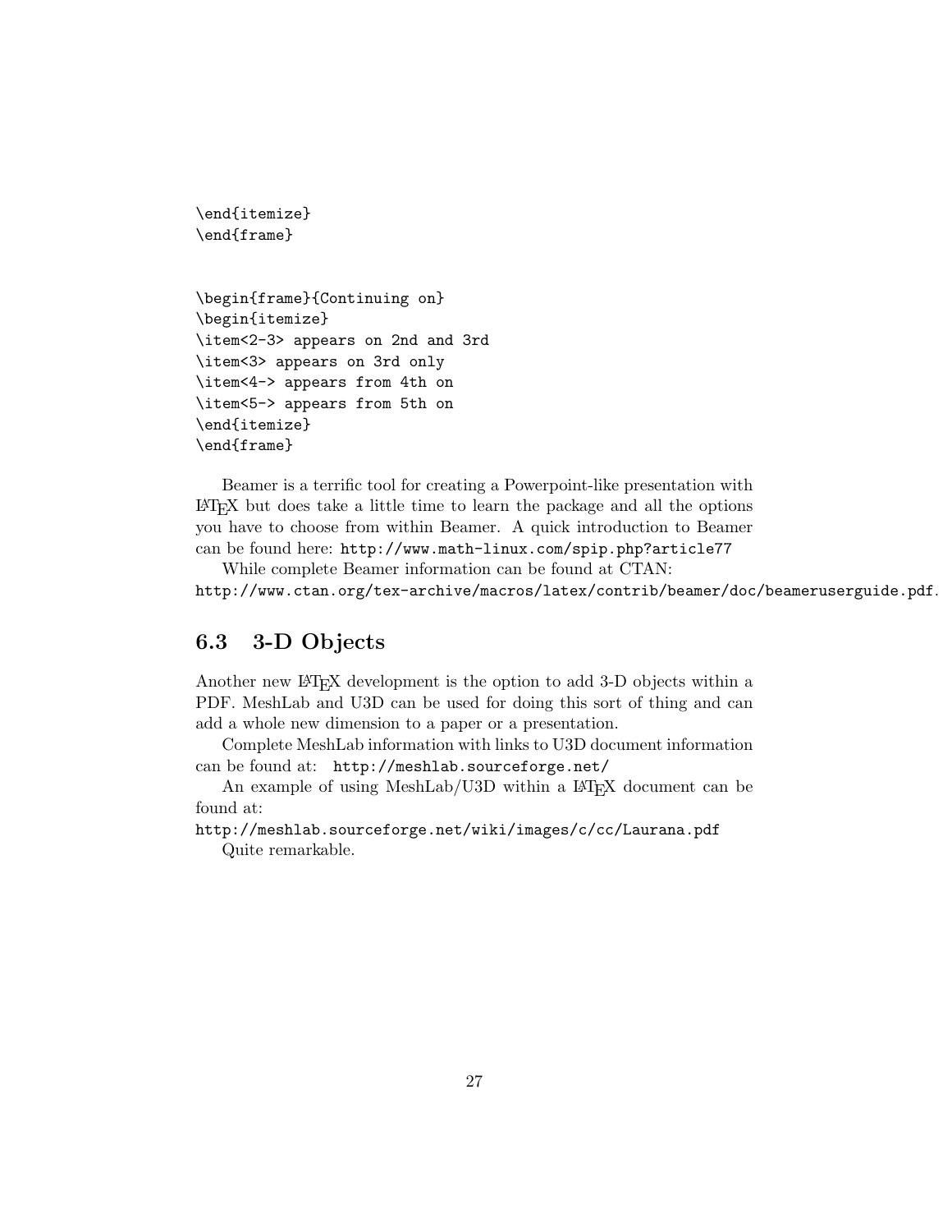```
\end{itemize}
\end{frame}


\begin{frame}{Continuing on}
\begin{itemize}
\item<2-3> appears on 2nd and 3rd
\item<3> appears on 3rd only
\item<4-> appears from 4th on
\item<5-> appears from 5th on
\end{itemize}
\end{frame}
```

Beamer is a terrific tool for creating a Powerpoint-like presentation with LaTeX but does take a little time to learn the package and all the options you have to choose from within Beamer. A quick introduction to Beamer can be found here: `http://www.math-linux.com/spip.php?article77`

While complete Beamer information can be found at CTAN:
`http://www.ctan.org/tex-archive/macros/latex/contrib/beamer/doc/beameruserguide.pdf`.

## 6.3 3-D Objects

Another new LaTeX development is the option to add 3-D objects within a PDF. MeshLab and U3D can be used for doing this sort of thing and can add a whole new dimension to a paper or a presentation.

Complete MeshLab information with links to U3D document information can be found at: `http://meshlab.sourceforge.net/`

An example of using MeshLab/U3D within a LaTeX document can be found at:
`http://meshlab.sourceforge.net/wiki/images/c/cc/Laurana.pdf`

Quite remarkable.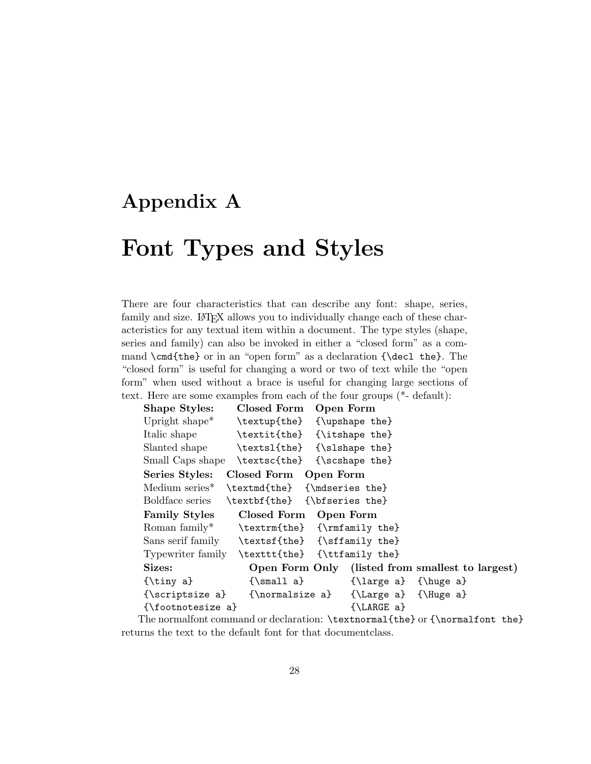# Appendix A

# Font Types and Styles

There are four characteristics that can describe any font: shape, series, family and size. LaTeX allows you to individually change each of these characteristics for any textual item within a document. The type styles (shape, series and family) can also be invoked in either a "closed form" as a command `\cmd{the}` or in an "open form" as a declaration `{\decl the}`. The "closed form" is useful for changing a word or two of text while the "open form" when used without a brace is useful for changing large sections of text. Here are some examples from each of the four groups (*- default):

| **Shape Styles:** | **Closed Form** | **Open Form** |
|---|---|---|
| Upright shape* | `\textup{the}` | `{\upshape the}` |
| Italic shape | `\textit{the}` | `{\itshape the}` |
| Slanted shape | `\textsl{the}` | `{\slshape the}` |
| Small Caps shape | `\textsc{the}` | `{\scshape the}` |

| **Series Styles:** | **Closed Form** | **Open Form** |
|---|---|---|
| Medium series* | `\textmd{the}` | `{\mdseries the}` |
| Boldface series | `\textbf{the}` | `{\bfseries the}` |

| **Family Styles** | **Closed Form** | **Open Form** |
|---|---|---|
| Roman family* | `\textrm{the}` | `{\rmfamily the}` |
| Sans serif family | `\textsf{the}` | `{\sffamily the}` |
| Typewriter family | `\texttt{the}` | `{\ttfamily the}` |

| **Sizes:** | **Open Form Only** | **(listed from smallest to largest)** | |
|---|---|---|---|
| `{\tiny a}` | `{\small a}` | `{\large a}` | `{\huge a}` |
| `{\scriptsize a}` | `{\normalsize a}` | `{\Large a}` | `{\Huge a}` |
| `{\footnotesize a}` | | `{\LARGE a}` | |

The normalfont command or declaration: `\textnormal{the}` or `{\normalfont the}` returns the text to the default font for that documentclass.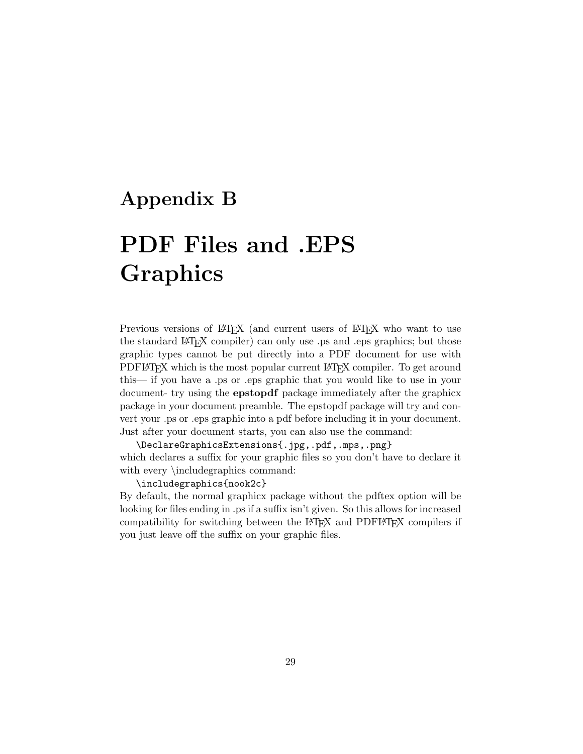# Appendix B

# PDF Files and .EPS Graphics

Previous versions of LaTeX (and current users of LaTeX who want to use the standard LaTeX compiler) can only use .ps and .eps graphics; but those graphic types cannot be put directly into a PDF document for use with PDFLaTeX which is the most popular current LaTeX compiler. To get around this— if you have a .ps or .eps graphic that you would like to use in your document- try using the **epstopdf** package immediately after the graphicx package in your document preamble. The epstopdf package will try and convert your .ps or .eps graphic into a pdf before including it in your document. Just after your document starts, you can also use the command:

```
\DeclareGraphicsExtensions{.jpg,.pdf,.mps,.png}
```

which declares a suffix for your graphic files so you don't have to declare it with every \includegraphics command:

```
\includegraphics{nook2c}
```

By default, the normal graphicx package without the pdftex option will be looking for files ending in .ps if a suffix isn't given. So this allows for increased compatibility for switching between the LaTeX and PDFLaTeX compilers if you just leave off the suffix on your graphic files.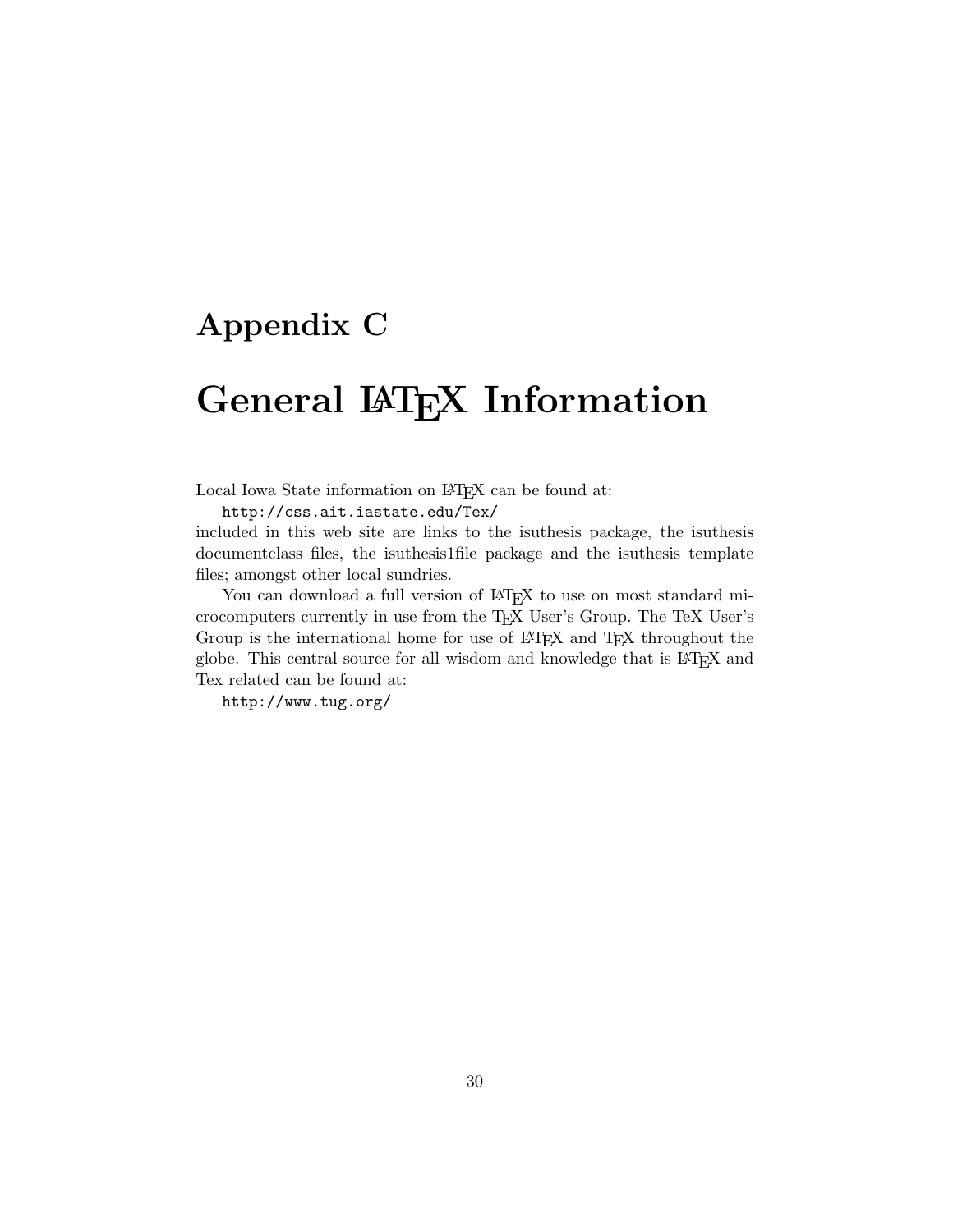# Appendix C

# General LaTeX Information

Local Iowa State information on LaTeX can be found at:

`http://css.ait.iastate.edu/Tex/`

included in this web site are links to the isuthesis package, the isuthesis documentclass files, the isuthesis1file package and the isuthesis template files; amongst other local sundries.

You can download a full version of LaTeX to use on most standard microcomputers currently in use from the TeX User's Group. The TeX User's Group is the international home for use of LaTeX and TeX throughout the globe. This central source for all wisdom and knowledge that is LaTeX and Tex related can be found at:

`http://www.tug.org/`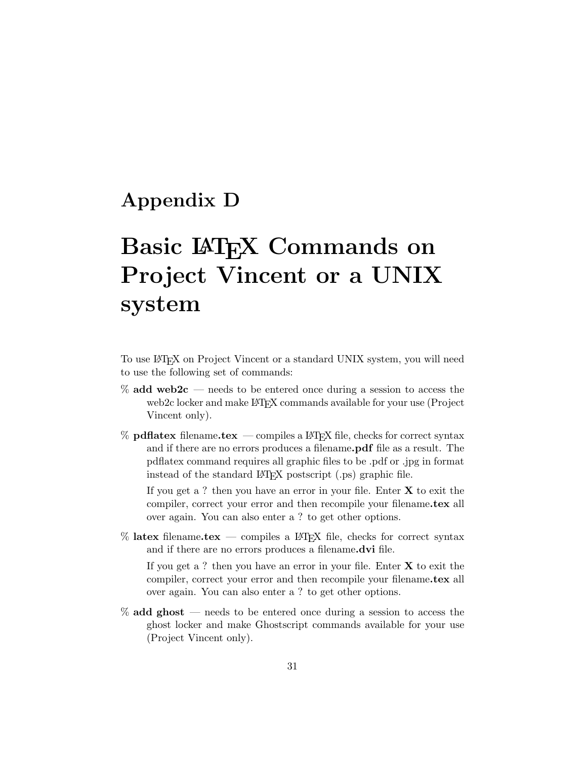# Appendix D

# Basic LaTeX Commands on Project Vincent or a UNIX system

To use LaTeX on Project Vincent or a standard UNIX system, you will need to use the following set of commands:

% **add web2c** — needs to be entered once during a session to access the web2c locker and make LaTeX commands available for your use (Project Vincent only).

% **pdflatex** filename**.tex** — compiles a LaTeX file, checks for correct syntax and if there are no errors produces a filename**.pdf** file as a result. The pdflatex command requires all graphic files to be .pdf or .jpg in format instead of the standard LaTeX postscript (.ps) graphic file.

If you get a ? then you have an error in your file. Enter **X** to exit the compiler, correct your error and then recompile your filename**.tex** all over again. You can also enter a ? to get other options.

% **latex** filename**.tex** — compiles a LaTeX file, checks for correct syntax and if there are no errors produces a filename**.dvi** file.

If you get a ? then you have an error in your file. Enter **X** to exit the compiler, correct your error and then recompile your filename**.tex** all over again. You can also enter a ? to get other options.

% **add ghost** — needs to be entered once during a session to access the ghost locker and make Ghostscript commands available for your use (Project Vincent only).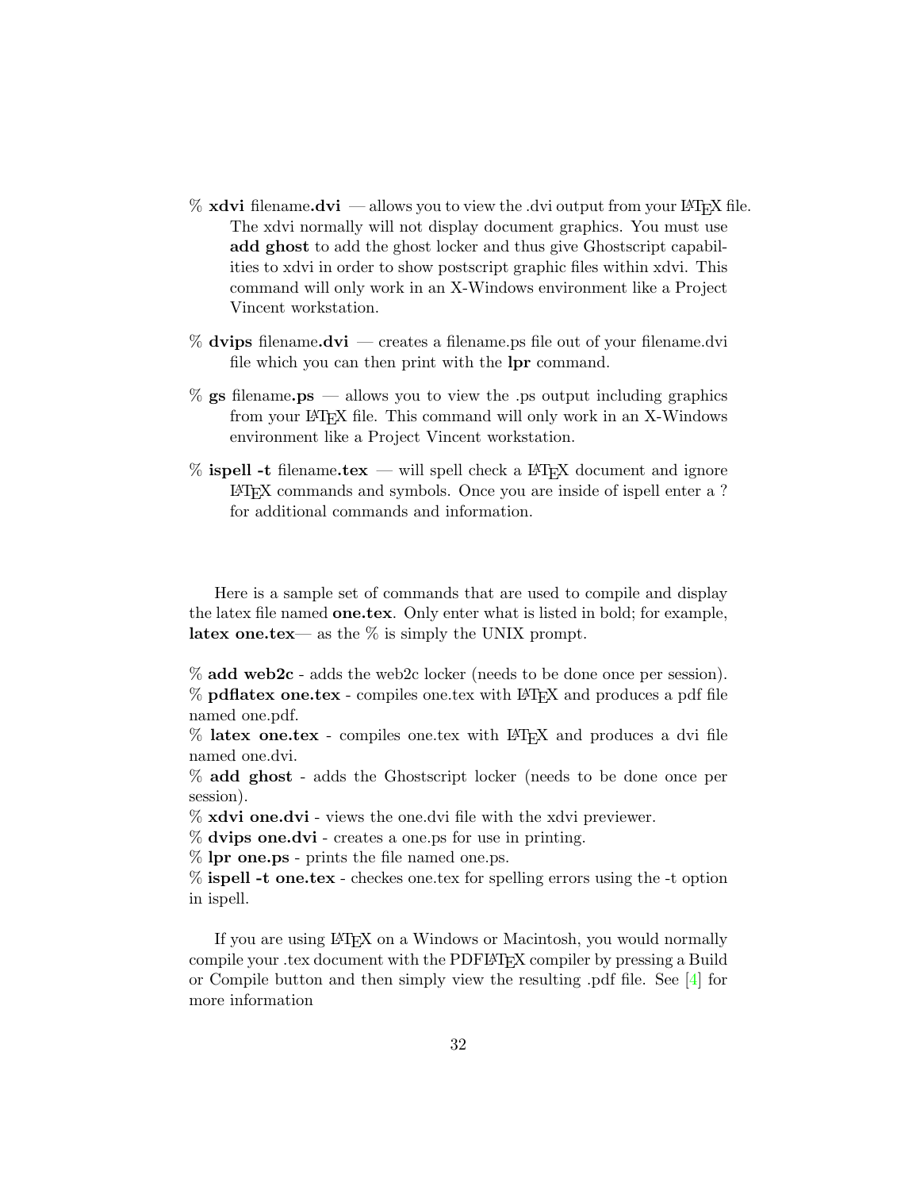% **xdvi** filename**.dvi** — allows you to view the .dvi output from your LaTeX file. The xdvi normally will not display document graphics. You must use **add ghost** to add the ghost locker and thus give Ghostscript capabilities to xdvi in order to show postscript graphic files within xdvi. This command will only work in an X-Windows environment like a Project Vincent workstation.

% **dvips** filename**.dvi** — creates a filename.ps file out of your filename.dvi file which you can then print with the **lpr** command.

% **gs** filename**.ps** — allows you to view the .ps output including graphics from your LaTeX file. This command will only work in an X-Windows environment like a Project Vincent workstation.

% **ispell -t** filename**.tex** — will spell check a LaTeX document and ignore LaTeX commands and symbols. Once you are inside of ispell enter a ? for additional commands and information.

Here is a sample set of commands that are used to compile and display the latex file named **one.tex**. Only enter what is listed in bold; for example, **latex one.tex**— as the % is simply the UNIX prompt.

% **add web2c** - adds the web2c locker (needs to be done once per session).
% **pdflatex one.tex** - compiles one.tex with LaTeX and produces a pdf file named one.pdf.
% **latex one.tex** - compiles one.tex with LaTeX and produces a dvi file named one.dvi.
% **add ghost** - adds the Ghostscript locker (needs to be done once per session).
% **xdvi one.dvi** - views the one.dvi file with the xdvi previewer.
% **dvips one.dvi** - creates a one.ps for use in printing.
% **lpr one.ps** - prints the file named one.ps.
% **ispell -t one.tex** - checkes one.tex for spelling errors using the -t option in ispell.

If you are using LaTeX on a Windows or Macintosh, you would normally compile your .tex document with the PDFLaTeX compiler by pressing a Build or Compile button and then simply view the resulting .pdf file. See [4] for more information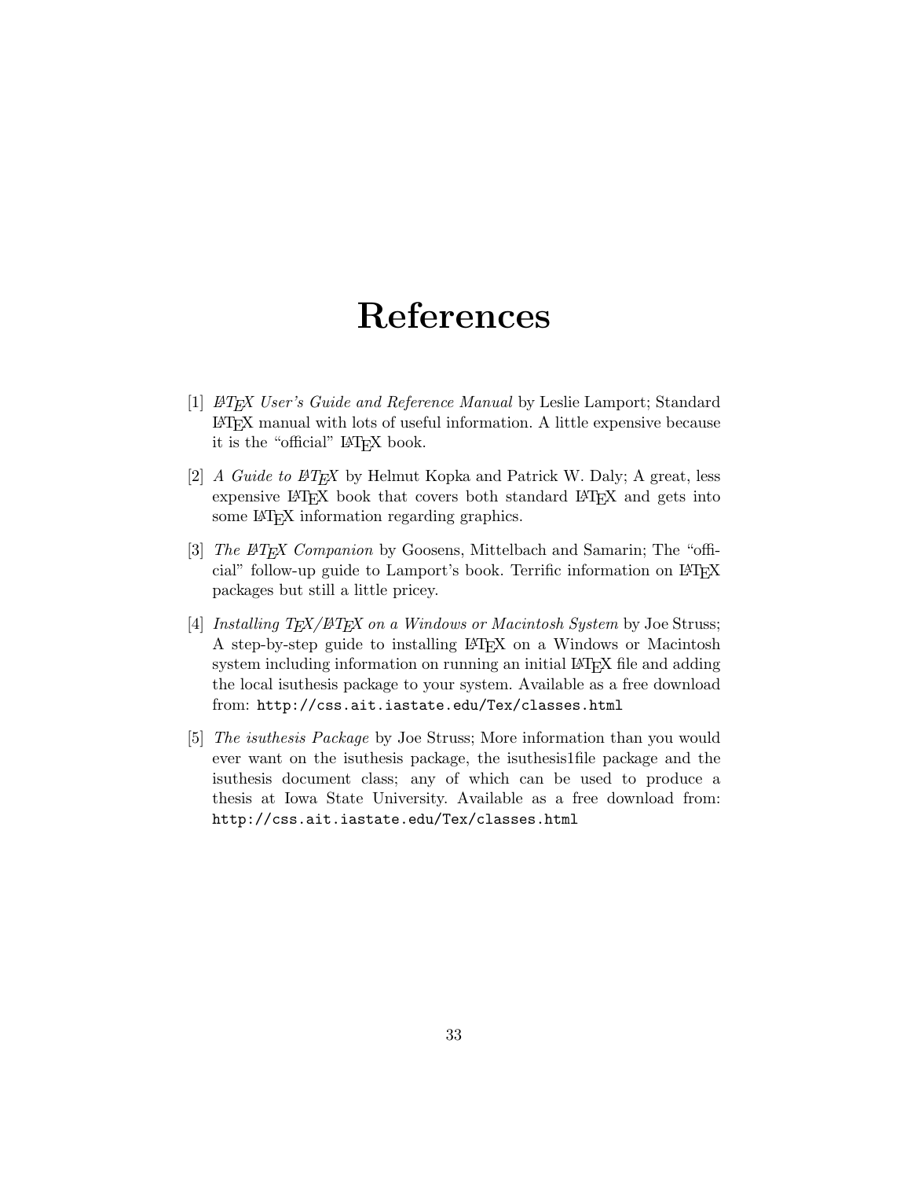# References

[1] *LaTeX User's Guide and Reference Manual* by Leslie Lamport; Standard LaTeX manual with lots of useful information. A little expensive because it is the "official" LaTeX book.

[2] *A Guide to LaTeX* by Helmut Kopka and Patrick W. Daly; A great, less expensive LaTeX book that covers both standard LaTeX and gets into some LaTeX information regarding graphics.

[3] *The LaTeX Companion* by Goosens, Mittelbach and Samarin; The "official" follow-up guide to Lamport's book. Terrific information on LaTeX packages but still a little pricey.

[4] *Installing TeX/LaTeX on a Windows or Macintosh System* by Joe Struss; A step-by-step guide to installing LaTeX on a Windows or Macintosh system including information on running an initial LaTeX file and adding the local isuthesis package to your system. Available as a free download from: `http://css.ait.iastate.edu/Tex/classes.html`

[5] *The isuthesis Package* by Joe Struss; More information than you would ever want on the isuthesis package, the isuthesis1file package and the isuthesis document class; any of which can be used to produce a thesis at Iowa State University. Available as a free download from: `http://css.ait.iastate.edu/Tex/classes.html`